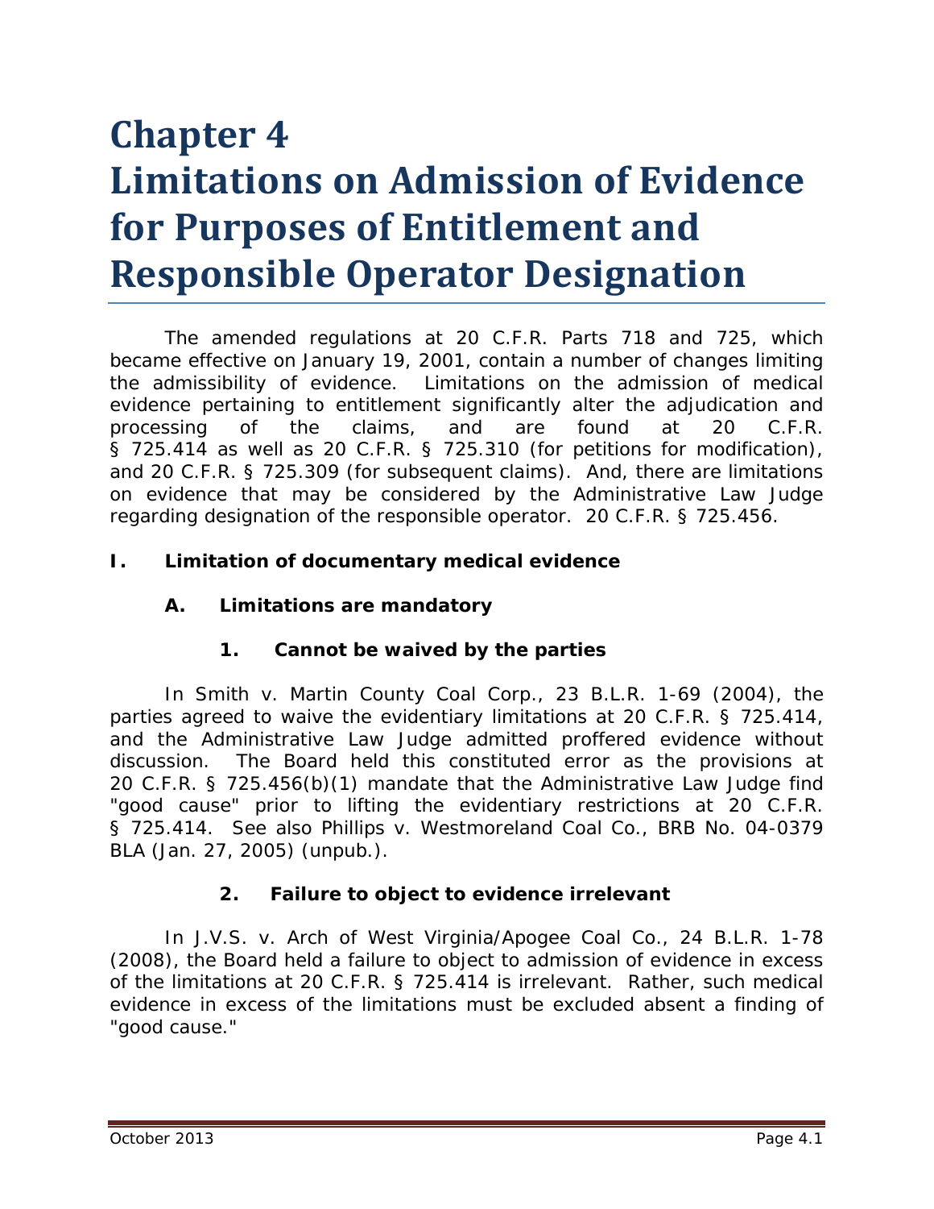# Chapter 4
# Limitations on Admission of Evidence for Purposes of Entitlement and Responsible Operator Designation

The amended regulations at 20 C.F.R. Parts 718 and 725, which became effective on January 19, 2001, contain a number of changes limiting the admissibility of evidence. Limitations on the admission of medical evidence pertaining to entitlement significantly alter the adjudication and processing of the claims, and are found at 20 C.F.R. § 725.414 as well as 20 C.F.R. § 725.310 (for petitions for modification), and 20 C.F.R. § 725.309 (for subsequent claims). And, there are limitations on evidence that may be considered by the Administrative Law Judge regarding designation of the responsible operator. 20 C.F.R. § 725.456.

## I. Limitation of documentary medical evidence

### A. Limitations are mandatory

#### 1. Cannot be waived by the parties

In *Smith v. Martin County Coal Corp.*, 23 B.L.R. 1-69 (2004), the parties agreed to waive the evidentiary limitations at 20 C.F.R. § 725.414, and the Administrative Law Judge admitted proffered evidence without discussion. The Board held this constituted error as the provisions at 20 C.F.R. § 725.456(b)(1) mandate that the Administrative Law Judge find "good cause" prior to lifting the evidentiary restrictions at 20 C.F.R. § 725.414. *See also Phillips v. Westmoreland Coal Co.*, BRB No. 04-0379 BLA (Jan. 27, 2005) (unpub.).

#### 2. Failure to object to evidence irrelevant

In *J.V.S. v. Arch of West Virginia/Apogee Coal Co.*, 24 B.L.R. 1-78 (2008), the Board held a failure to object to admission of evidence in excess of the limitations at 20 C.F.R. § 725.414 is irrelevant. Rather, such medical evidence in excess of the limitations must be excluded absent a finding of "good cause."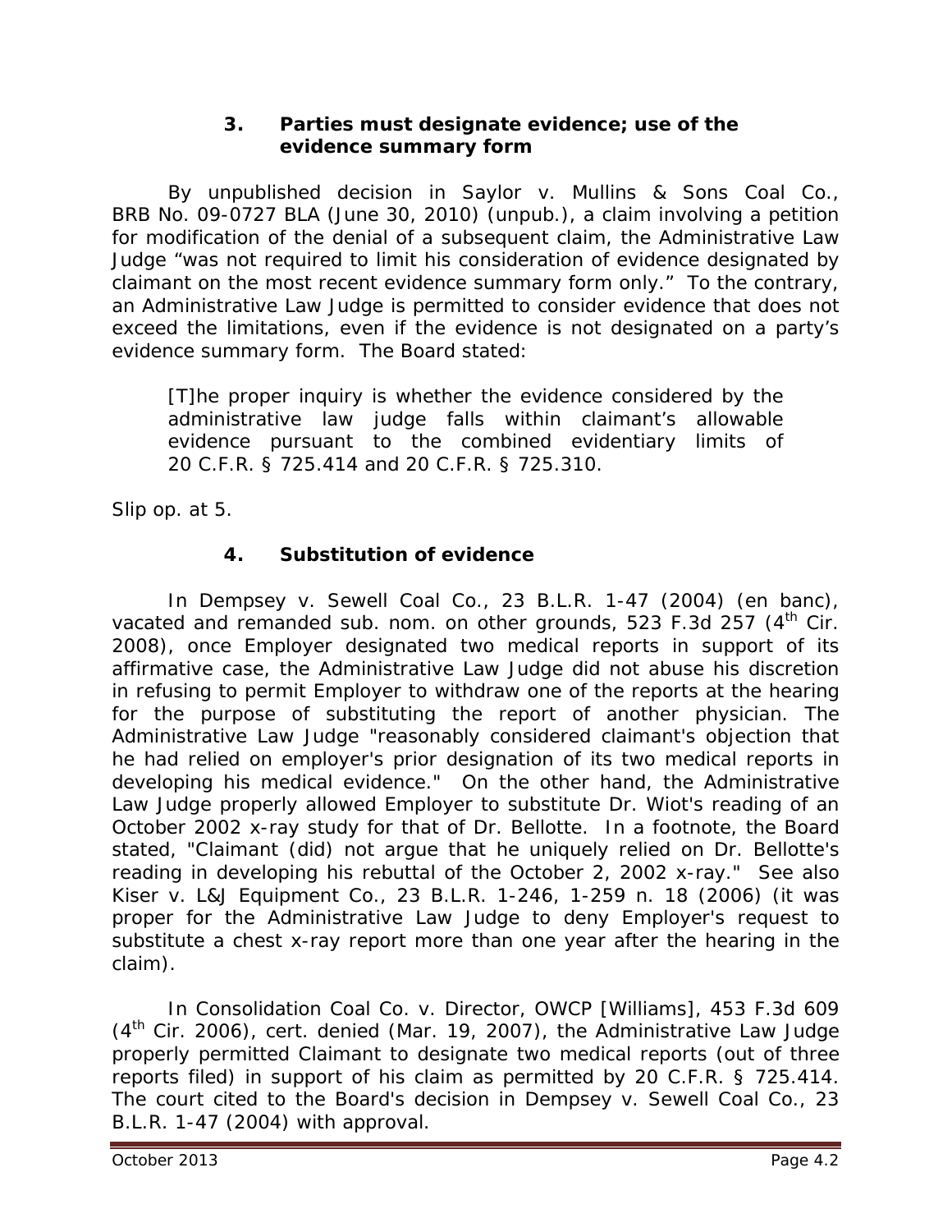### 3. Parties must designate evidence; use of the evidence summary form

By unpublished decision in *Saylor v. Mullins & Sons Coal Co.*, BRB No. 09-0727 BLA (June 30, 2010) (unpub.), a claim involving a petition for modification of the denial of a subsequent claim, the Administrative Law Judge "was not required to limit his consideration of evidence designated by claimant on the most recent evidence summary form only." To the contrary, an Administrative Law Judge is permitted to consider evidence that does not exceed the limitations, even if the evidence is not designated on a party's evidence summary form. The Board stated:

> [T]he proper inquiry is whether the evidence considered by the administrative law judge falls within claimant's allowable evidence pursuant to the combined evidentiary limits of 20 C.F.R. § 725.414 and 20 C.F.R. § 725.310.

*Slip op.* at 5.

### 4. Substitution of evidence

In *Dempsey v. Sewell Coal Co.*, 23 B.L.R. 1-47 (2004) (en banc), *vacated and remanded sub. nom. on other grounds*, 523 F.3d 257 (4th Cir. 2008), once Employer designated two medical reports in support of its affirmative case, the Administrative Law Judge did not abuse his discretion in refusing to permit Employer to withdraw one of the reports at the hearing for the purpose of substituting the report of another physician. The Administrative Law Judge "reasonably considered claimant's objection that he had relied on employer's prior designation of its two medical reports in developing his medical evidence." On the other hand, the Administrative Law Judge properly allowed Employer to substitute Dr. Wiot's reading of an October 2002 x-ray study for that of Dr. Bellotte. In a footnote, the Board stated, "Claimant (did) not argue that he uniquely relied on Dr. Bellotte's reading in developing his rebuttal of the October 2, 2002 x-ray." *See also Kiser v. L&J Equipment Co.*, 23 B.L.R. 1-246, 1-259 n. 18 (2006) (it was proper for the Administrative Law Judge to deny Employer's request to substitute a chest x-ray report more than one year after the hearing in the claim).

In *Consolidation Coal Co. v. Director, OWCP [Williams]*, 453 F.3d 609 (4th Cir. 2006), *cert. denied* (Mar. 19, 2007), the Administrative Law Judge properly permitted Claimant to designate two medical reports (out of three reports filed) in support of his claim as permitted by 20 C.F.R. § 725.414. The court cited to the Board's decision in *Dempsey v. Sewell Coal Co.*, 23 B.L.R. 1-47 (2004) with approval.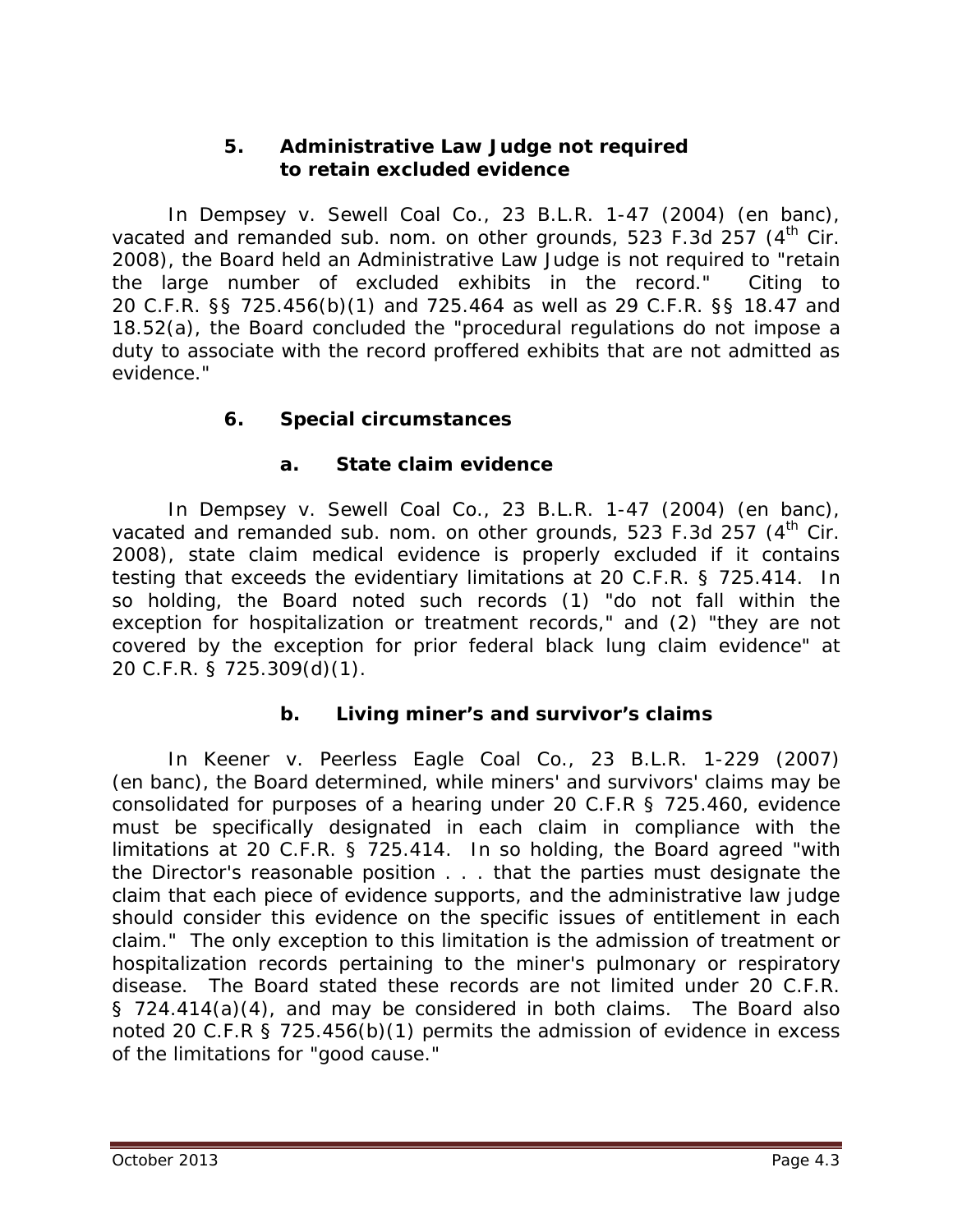### 5. Administrative Law Judge not required to retain excluded evidence

In Dempsey v. Sewell Coal Co., 23 B.L.R. 1-47 (2004) (en banc), vacated and remanded sub. nom. on other grounds, 523 F.3d 257 (4th Cir. 2008), the Board held an Administrative Law Judge is not required to "retain the large number of excluded exhibits in the record." Citing to 20 C.F.R. §§ 725.456(b)(1) and 725.464 as well as 29 C.F.R. §§ 18.47 and 18.52(a), the Board concluded the "procedural regulations do not impose a duty to associate with the record proffered exhibits that are not admitted as evidence."

### 6. Special circumstances

#### a. State claim evidence

In Dempsey v. Sewell Coal Co., 23 B.L.R. 1-47 (2004) (en banc), vacated and remanded sub. nom. on other grounds, 523 F.3d 257 (4th Cir. 2008), state claim medical evidence is properly excluded if it contains testing that exceeds the evidentiary limitations at 20 C.F.R. § 725.414. In so holding, the Board noted such records (1) "do not fall within the exception for hospitalization or treatment records," and (2) "they are not covered by the exception for prior federal black lung claim evidence" at 20 C.F.R. § 725.309(d)(1).

#### b. Living miner's and survivor's claims

In Keener v. Peerless Eagle Coal Co., 23 B.L.R. 1-229 (2007) (en banc), the Board determined, while miners' and survivors' claims may be consolidated for purposes of a hearing under 20 C.F.R § 725.460, evidence must be specifically designated in each claim in compliance with the limitations at 20 C.F.R. § 725.414. In so holding, the Board agreed "with the Director's reasonable position . . . that the parties must designate the claim that each piece of evidence supports, and the administrative law judge should consider this evidence on the specific issues of entitlement in each claim." The only exception to this limitation is the admission of treatment or hospitalization records pertaining to the miner's pulmonary or respiratory disease. The Board stated these records are not limited under 20 C.F.R. § 724.414(a)(4), and may be considered in both claims. The Board also noted 20 C.F.R § 725.456(b)(1) permits the admission of evidence in excess of the limitations for "good cause."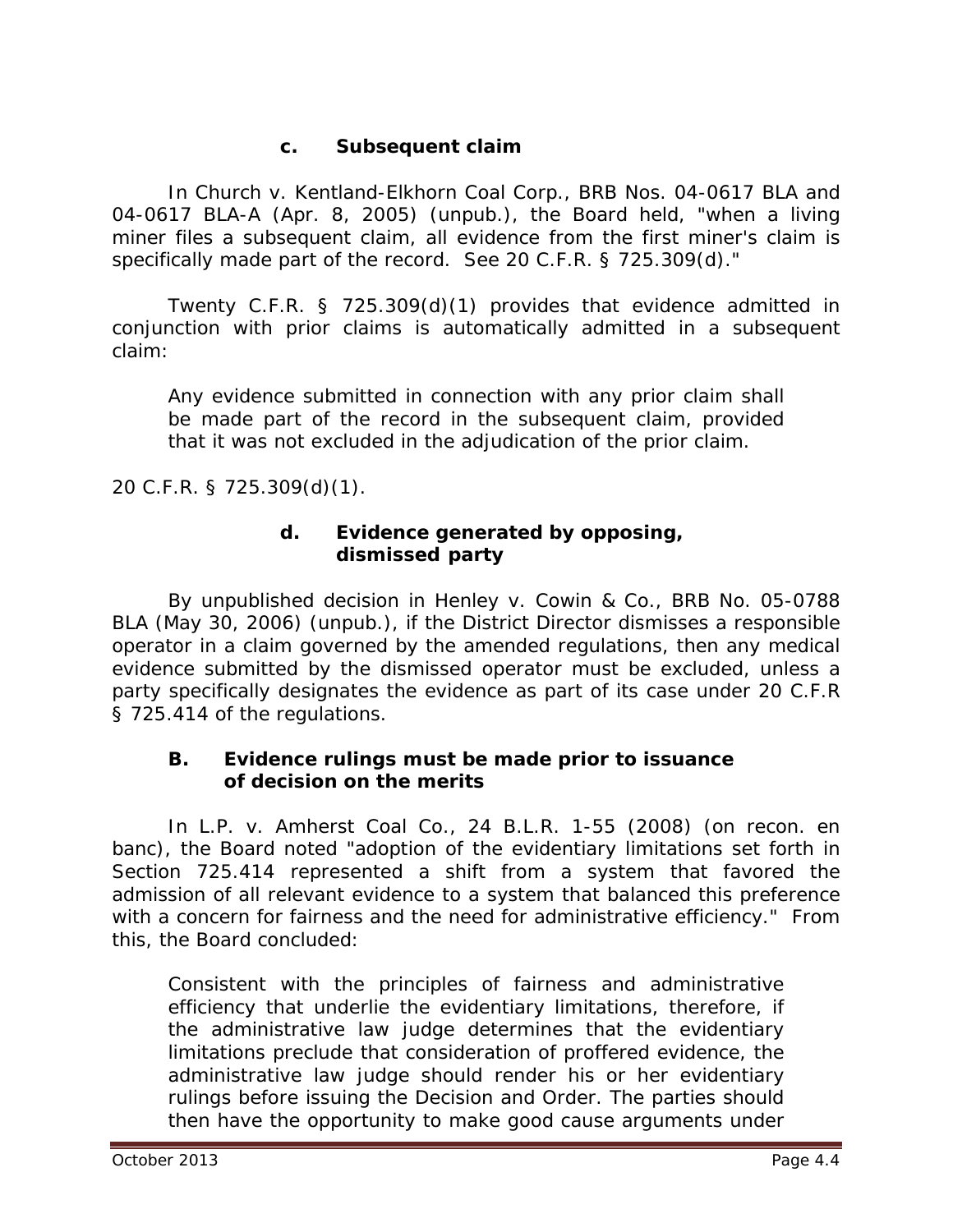#### c. Subsequent claim

In Church v. Kentland-Elkhorn Coal Corp., BRB Nos. 04-0617 BLA and 04-0617 BLA-A (Apr. 8, 2005) (unpub.), the Board held, "when a living miner files a subsequent claim, all evidence from the first miner's claim is specifically made part of the record. See 20 C.F.R. § 725.309(d)."

Twenty C.F.R. § 725.309(d)(1) provides that evidence admitted in conjunction with prior claims is automatically admitted in a subsequent claim:

> Any evidence submitted in connection with any prior claim shall be made part of the record in the subsequent claim, provided that it was not excluded in the adjudication of the prior claim.

20 C.F.R. § 725.309(d)(1).

#### d. Evidence generated by opposing, dismissed party

By unpublished decision in Henley v. Cowin & Co., BRB No. 05-0788 BLA (May 30, 2006) (unpub.), if the District Director dismisses a responsible operator in a claim governed by the amended regulations, then any medical evidence submitted by the dismissed operator must be excluded, unless a party specifically designates the evidence as part of its case under 20 C.F.R § 725.414 of the regulations.

### B. Evidence rulings must be made prior to issuance of decision on the merits

In L.P. v. Amherst Coal Co., 24 B.L.R. 1-55 (2008) (on recon. en banc), the Board noted "adoption of the evidentiary limitations set forth in Section 725.414 represented a shift from a system that favored the admission of all relevant evidence to a system that balanced this preference with a concern for fairness and the need for administrative efficiency." From this, the Board concluded:

> Consistent with the principles of fairness and administrative efficiency that underlie the evidentiary limitations, therefore, if the administrative law judge determines that the evidentiary limitations preclude that consideration of proffered evidence, the administrative law judge should render his or her evidentiary rulings before issuing the Decision and Order. The parties should then have the opportunity to make good cause arguments under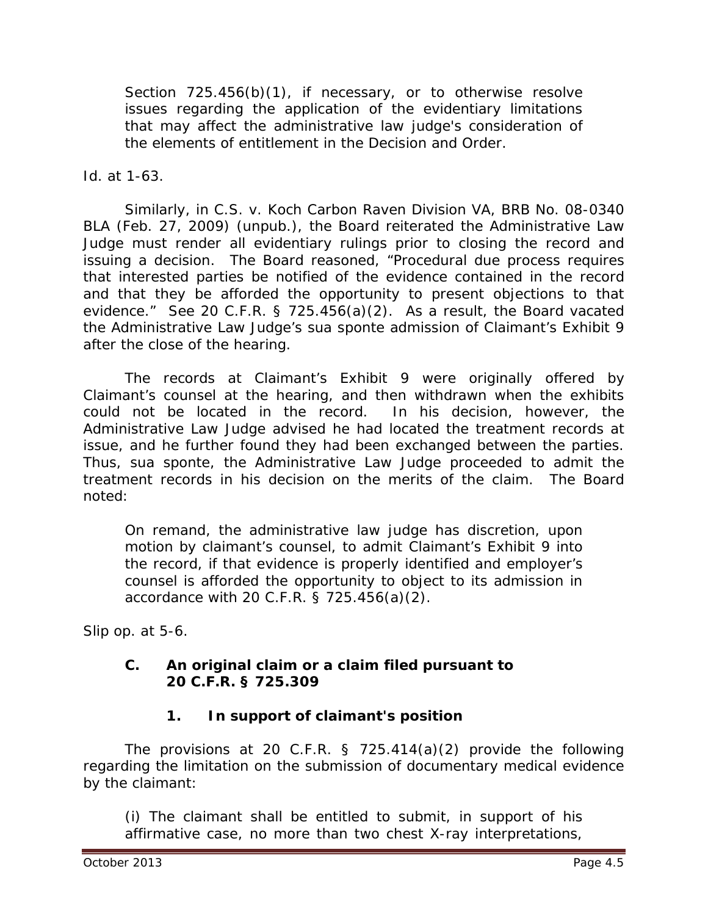> Section 725.456(b)(1), if necessary, or to otherwise resolve issues regarding the application of the evidentiary limitations that may affect the administrative law judge's consideration of the elements of entitlement in the Decision and Order.

*Id.* at 1-63.

Similarly, in *C.S. v. Koch Carbon Raven Division VA*, BRB No. 08-0340 BLA (Feb. 27, 2009) (unpub.), the Board reiterated the Administrative Law Judge must render all evidentiary rulings prior to closing the record and issuing a decision. The Board reasoned, "Procedural due process requires that interested parties be notified of the evidence contained in the record and that they be afforded the opportunity to present objections to that evidence." *See* 20 C.F.R. § 725.456(a)(2). As a result, the Board vacated the Administrative Law Judge's *sua sponte* admission of Claimant's Exhibit 9 after the close of the hearing.

The records at Claimant's Exhibit 9 were originally offered by Claimant's counsel at the hearing, and then withdrawn when the exhibits could not be located in the record. In his decision, however, the Administrative Law Judge advised he had located the treatment records at issue, and he further found they had been exchanged between the parties. Thus, *sua sponte*, the Administrative Law Judge proceeded to admit the treatment records in his decision on the merits of the claim. The Board noted:

> On remand, the administrative law judge has discretion, upon motion by claimant's counsel, to admit Claimant's Exhibit 9 into the record, if that evidence is properly identified and employer's counsel is afforded the opportunity to object to its admission in accordance with 20 C.F.R. § 725.456(a)(2).

*Slip op.* at 5-6.

### C. An original claim or a claim filed pursuant to 20 C.F.R. § 725.309

#### 1. In support of claimant's position

The provisions at 20 C.F.R. § 725.414(a)(2) provide the following regarding the limitation on the submission of documentary medical evidence by the claimant:

> (i) The claimant shall be entitled to submit, in support of his affirmative case, no more than two chest X-ray interpretations,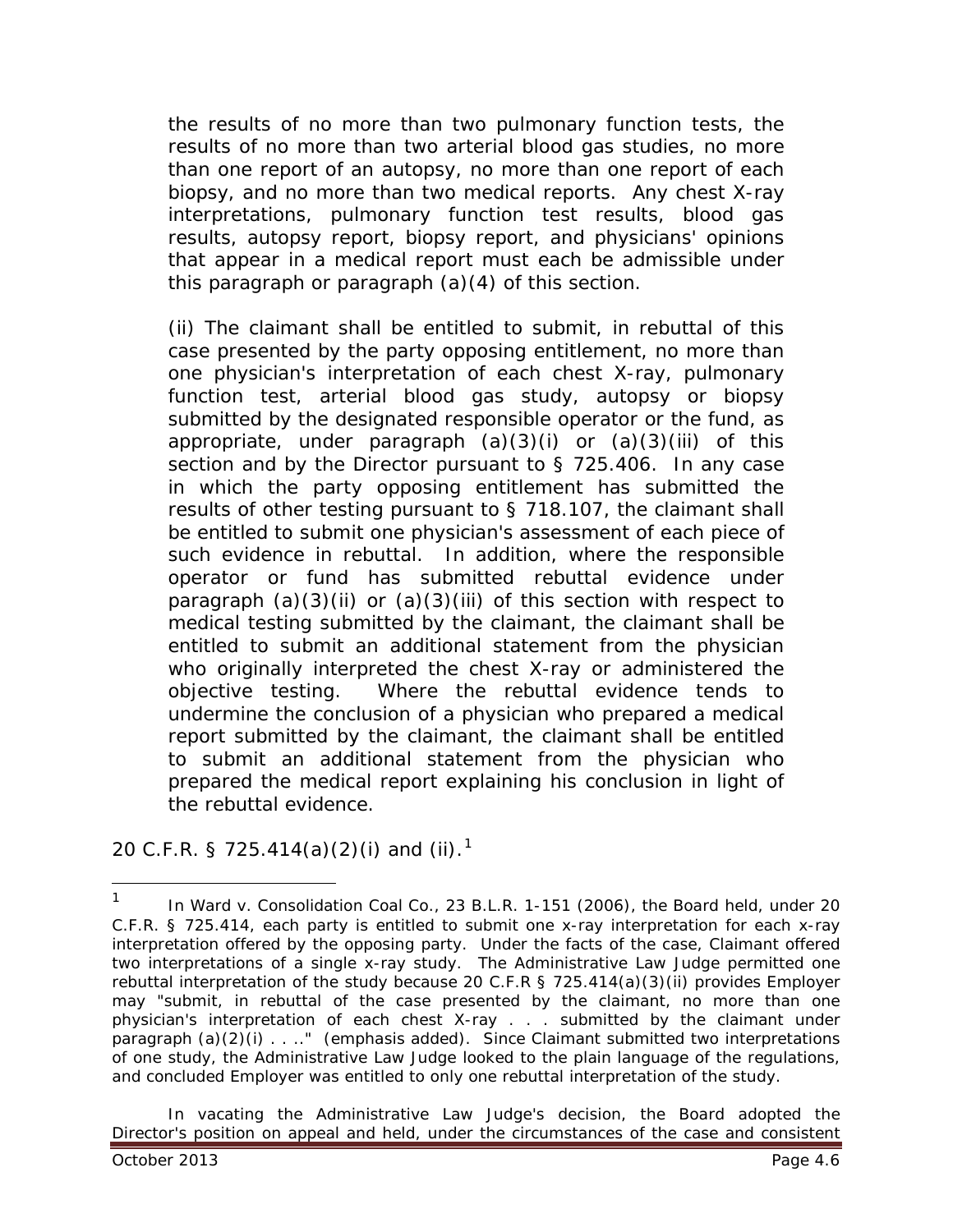the results of no more than two pulmonary function tests, the results of no more than two arterial blood gas studies, no more than one report of an autopsy, no more than one report of each biopsy, and no more than two medical reports. Any chest X-ray interpretations, pulmonary function test results, blood gas results, autopsy report, biopsy report, and physicians' opinions that appear in a medical report must each be admissible under this paragraph or paragraph (a)(4) of this section.

(ii) The claimant shall be entitled to submit, in rebuttal of this case presented by the party opposing entitlement, no more than one physician's interpretation of each chest X-ray, pulmonary function test, arterial blood gas study, autopsy or biopsy submitted by the designated responsible operator or the fund, as appropriate, under paragraph (a)(3)(i) or (a)(3)(iii) of this section and by the Director pursuant to § 725.406. In any case in which the party opposing entitlement has submitted the results of other testing pursuant to § 718.107, the claimant shall be entitled to submit one physician's assessment of each piece of such evidence in rebuttal. In addition, where the responsible operator or fund has submitted rebuttal evidence under paragraph (a)(3)(ii) or (a)(3)(iii) of this section with respect to medical testing submitted by the claimant, the claimant shall be entitled to submit an additional statement from the physician who originally interpreted the chest X-ray or administered the objective testing. Where the rebuttal evidence tends to undermine the conclusion of a physician who prepared a medical report submitted by the claimant, the claimant shall be entitled to submit an additional statement from the physician who prepared the medical report explaining his conclusion in light of the rebuttal evidence.

20 C.F.R. § 725.414(a)(2)(i) and (ii).[1]

---

[1] In *Ward v. Consolidation Coal Co.*, 23 B.L.R. 1-151 (2006), the Board held, under 20 C.F.R. § 725.414, each party is entitled to submit one x-ray interpretation for each x-ray interpretation offered by the opposing party. Under the facts of the case, Claimant offered two interpretations of a single x-ray study. The Administrative Law Judge permitted one rebuttal interpretation of the study because 20 C.F.R § 725.414(a)(3)(ii) provides Employer may "submit, in rebuttal of the case presented by the claimant, no more than one physician's interpretation of each chest X-ray . . . submitted by the claimant under paragraph (a)(2)(i) . . .." (emphasis added). Since Claimant submitted two interpretations of one study, the Administrative Law Judge looked to the plain language of the regulations, and concluded Employer was entitled to only one rebuttal interpretation of the study.

In vacating the Administrative Law Judge's decision, the Board adopted the Director's position on appeal and held, under the circumstances of the case and consistent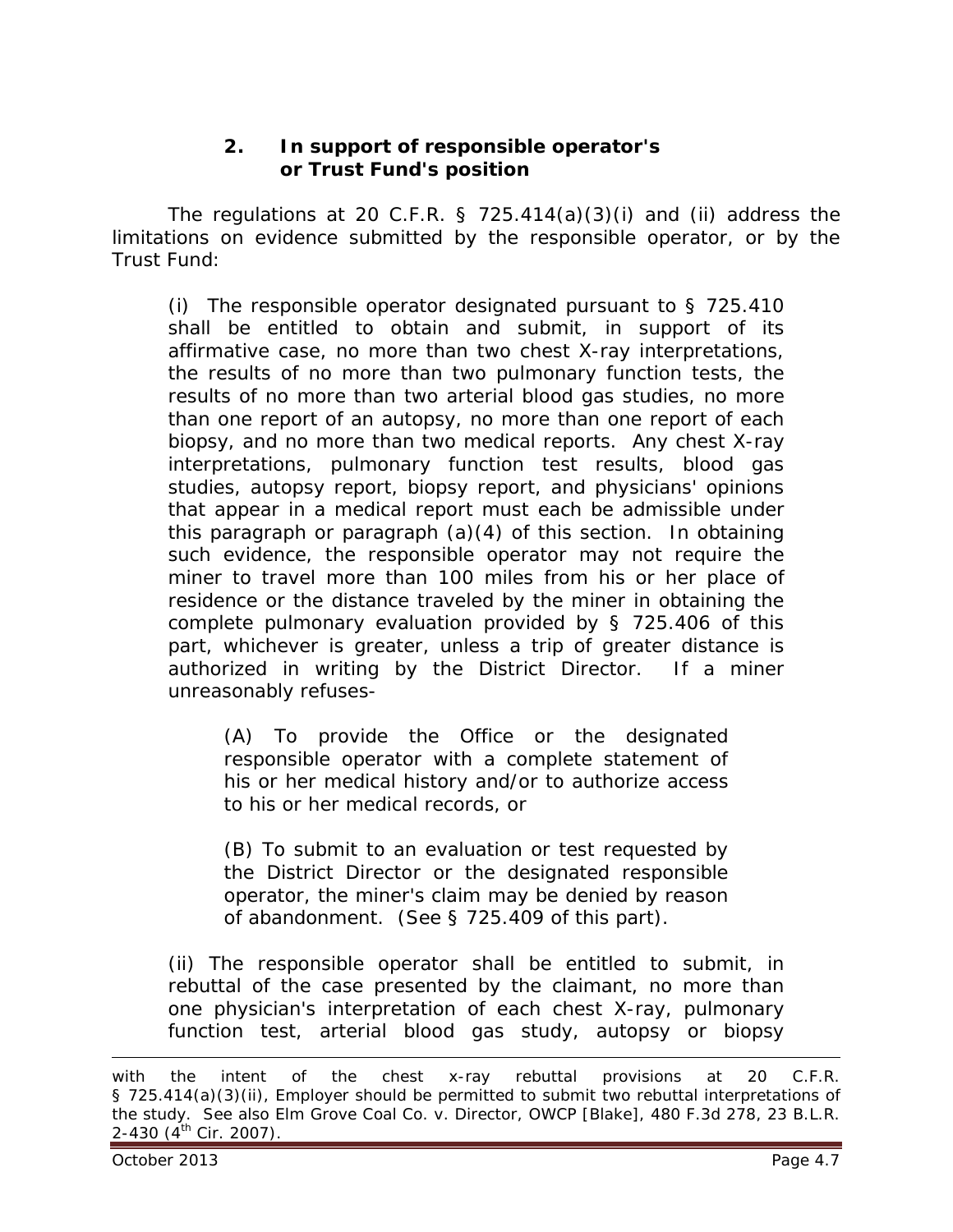### 2. In support of responsible operator's or Trust Fund's position

The regulations at 20 C.F.R. § 725.414(a)(3)(i) and (ii) address the limitations on evidence submitted by the responsible operator, or by the Trust Fund:

> (i) The responsible operator designated pursuant to § 725.410 shall be entitled to obtain and submit, in support of its affirmative case, no more than two chest X-ray interpretations, the results of no more than two pulmonary function tests, the results of no more than two arterial blood gas studies, no more than one report of an autopsy, no more than one report of each biopsy, and no more than two medical reports. Any chest X-ray interpretations, pulmonary function test results, blood gas studies, autopsy report, biopsy report, and physicians' opinions that appear in a medical report must each be admissible under this paragraph or paragraph (a)(4) of this section. In obtaining such evidence, the responsible operator may not require the miner to travel more than 100 miles from his or her place of residence or the distance traveled by the miner in obtaining the complete pulmonary evaluation provided by § 725.406 of this part, whichever is greater, unless a trip of greater distance is authorized in writing by the District Director. If a miner unreasonably refuses-
>
> > (A) To provide the Office or the designated responsible operator with a complete statement of his or her medical history and/or to authorize access to his or her medical records, or
> >
> > (B) To submit to an evaluation or test requested by the District Director or the designated responsible operator, the miner's claim may be denied by reason of abandonment. (See § 725.409 of this part).
>
> (ii) The responsible operator shall be entitled to submit, in rebuttal of the case presented by the claimant, no more than one physician's interpretation of each chest X-ray, pulmonary function test, arterial blood gas study, autopsy or biopsy

---

with the intent of the chest x-ray rebuttal provisions at 20 C.F.R. § 725.414(a)(3)(ii), Employer should be permitted to submit two rebuttal interpretations of the study. *See also Elm Grove Coal Co. v. Director, OWCP [Blake]*, 480 F.3d 278, 23 B.L.R. 2-430 (4th Cir. 2007).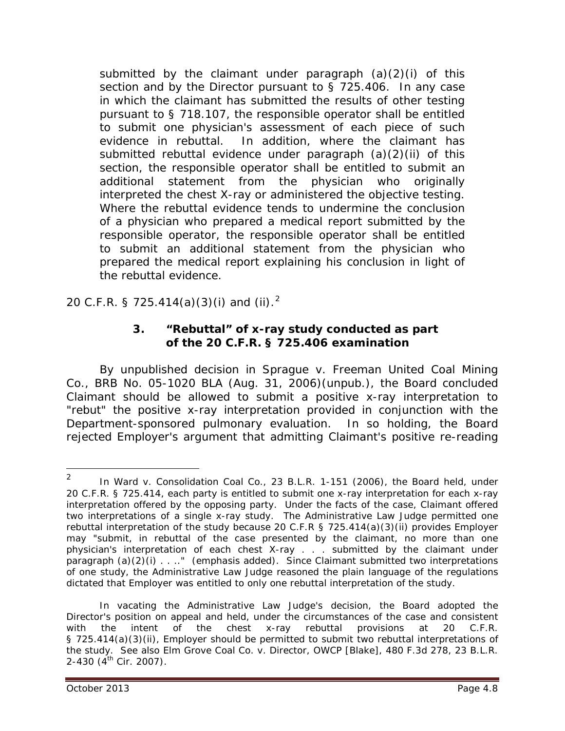> submitted by the claimant under paragraph (a)(2)(i) of this section and by the Director pursuant to § 725.406. In any case in which the claimant has submitted the results of other testing pursuant to § 718.107, the responsible operator shall be entitled to submit one physician's assessment of each piece of such evidence in rebuttal. In addition, where the claimant has submitted rebuttal evidence under paragraph (a)(2)(ii) of this section, the responsible operator shall be entitled to submit an additional statement from the physician who originally interpreted the chest X-ray or administered the objective testing. Where the rebuttal evidence tends to undermine the conclusion of a physician who prepared a medical report submitted by the responsible operator, the responsible operator shall be entitled to submit an additional statement from the physician who prepared the medical report explaining his conclusion in light of the rebuttal evidence.

20 C.F.R. § 725.414(a)(3)(i) and (ii).[2]

### 3. "Rebuttal" of x-ray study conducted as part of the 20 C.F.R. § 725.406 examination

By unpublished decision in *Sprague v. Freeman United Coal Mining Co.*, BRB No. 05-1020 BLA (Aug. 31, 2006)(unpub.), the Board concluded Claimant should be allowed to submit a positive x-ray interpretation to "rebut" the positive x-ray interpretation provided in conjunction with the Department-sponsored pulmonary evaluation. In so holding, the Board rejected Employer's argument that admitting Claimant's positive re-reading

---

[2] In *Ward v. Consolidation Coal Co.*, 23 B.L.R. 1-151 (2006), the Board held, under 20 C.F.R. § 725.414, each party is entitled to submit one x-ray interpretation for each x-ray interpretation offered by the opposing party. Under the facts of the case, Claimant offered two interpretations of a single x-ray study. The Administrative Law Judge permitted one rebuttal interpretation of the study because 20 C.F.R § 725.414(a)(3)(ii) provides Employer may "submit, in rebuttal of the case presented by the claimant, no more than one physician's interpretation of *each chest X-ray* . . . submitted by the claimant under paragraph (a)(2)(i) . . .." (emphasis added). Since Claimant submitted two interpretations of one study, the Administrative Law Judge reasoned the plain language of the regulations dictated that Employer was entitled to only one rebuttal interpretation of the study.

In vacating the Administrative Law Judge's decision, the Board adopted the Director's position on appeal and held, under the circumstances of the case and consistent with the intent of the chest x-ray rebuttal provisions at 20 C.F.R. § 725.414(a)(3)(ii), Employer should be permitted to submit two rebuttal interpretations of the study. *See also Elm Grove Coal Co. v. Director, OWCP [Blake]*, 480 F.3d 278, 23 B.L.R. 2-430 (4th Cir. 2007).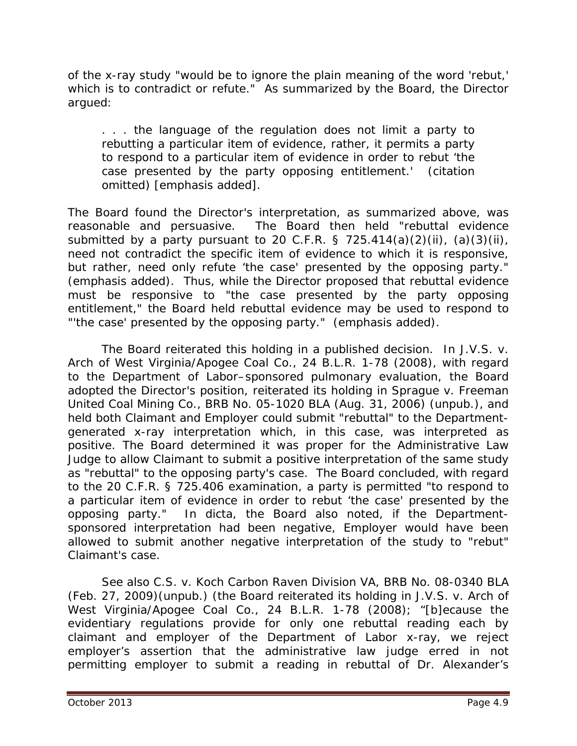of the x-ray study "would be to ignore the plain meaning of the word 'rebut,' which is to contradict or refute." As summarized by the Board, the Director argued:

> . . . the language of the regulation does not limit a party to rebutting a particular item of evidence, rather, it permits a party to respond to a particular item of evidence in order to rebut 'the case presented by the party opposing entitlement.' (citation omitted) [emphasis added].

The Board found the Director's interpretation, as summarized above, was reasonable and persuasive. The Board then held "rebuttal evidence submitted by a party pursuant to 20 C.F.R. § 725.414(a)(2)(ii), (a)(3)(ii), need not contradict the specific item of evidence to which it is responsive, but rather, need only refute 'the case' presented by the opposing party." (emphasis added). Thus, while the Director proposed that rebuttal evidence must be responsive to "the case presented by the party opposing entitlement," the Board held rebuttal evidence may be used to respond to "'the case' presented by the opposing party." (emphasis added).

The Board reiterated this holding in a published decision. In *J.V.S. v. Arch of West Virginia/Apogee Coal Co.*, 24 B.L.R. 1-78 (2008), with regard to the Department of Labor–sponsored pulmonary evaluation, the Board adopted the Director's position, reiterated its holding in *Sprague v. Freeman United Coal Mining Co.*, BRB No. 05-1020 BLA (Aug. 31, 2006) (unpub.), and held both Claimant and Employer could submit "rebuttal" to the Department-generated x-ray interpretation which, in this case, was interpreted as positive. The Board determined it was proper for the Administrative Law Judge to allow Claimant to submit a positive interpretation of the same study as "rebuttal" to the opposing party's case. The Board concluded, with regard to the 20 C.F.R. § 725.406 examination, a party is permitted "to respond to a particular item of evidence in order to rebut 'the case' presented by the opposing party." In dicta, the Board also noted, if the Department-sponsored interpretation had been negative, Employer would have been allowed to submit another negative interpretation of the study to "rebut" Claimant's case.

*See also C.S. v. Koch Carbon Raven Division VA*, BRB No. 08-0340 BLA (Feb. 27, 2009)(unpub.) (the Board reiterated its holding in *J.V.S. v. Arch of West Virginia/Apogee Coal Co.*, 24 B.L.R. 1-78 (2008); "[b]ecause the evidentiary regulations provide for only one rebuttal reading each by claimant and employer of the Department of Labor x-ray, we reject employer's assertion that the administrative law judge erred in not permitting employer to submit a reading in rebuttal of Dr. Alexander's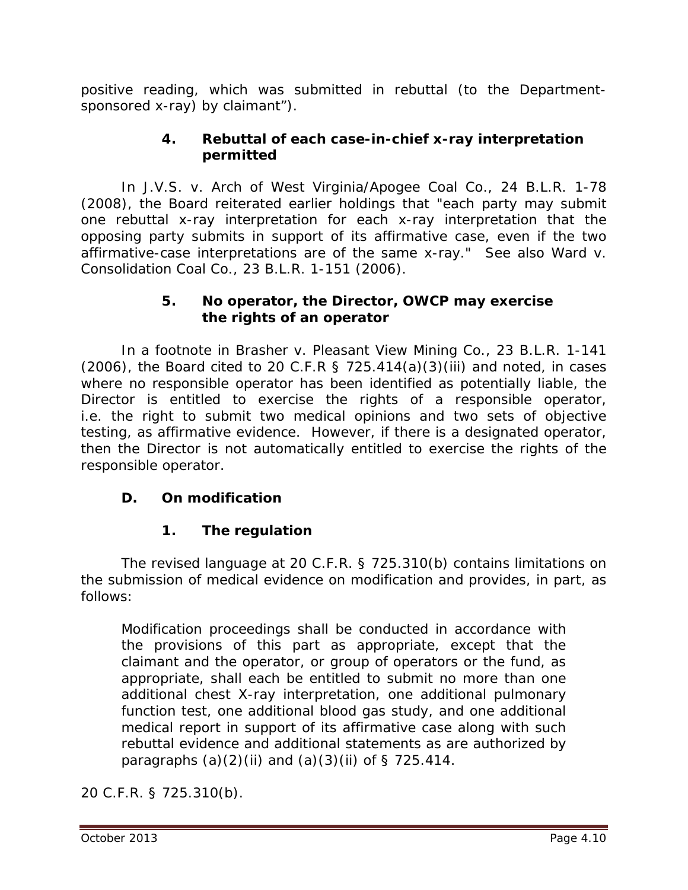positive reading, which was submitted in rebuttal (to the Department-sponsored x-ray) by claimant").

#### 4. Rebuttal of each case-in-chief x-ray interpretation permitted

In *J.V.S. v. Arch of West Virginia/Apogee Coal Co.*, 24 B.L.R. 1-78 (2008), the Board reiterated earlier holdings that "each party may submit one rebuttal x-ray interpretation for each x-ray interpretation that the opposing party submits in support of its affirmative case, even if the two affirmative-case interpretations are of the same x-ray." *See also Ward v. Consolidation Coal Co.*, 23 B.L.R. 1-151 (2006).

#### 5. No operator, the Director, OWCP may exercise the rights of an operator

In a footnote in *Brasher v. Pleasant View Mining Co.*, 23 B.L.R. 1-141 (2006), the Board cited to 20 C.F.R § 725.414(a)(3)(iii) and noted, in cases where no responsible operator has been identified as potentially liable, the Director is entitled to exercise the rights of a responsible operator, *i.e.* the right to submit two medical opinions and two sets of objective testing, as affirmative evidence. However, if there is a designated operator, then the Director is not automatically entitled to exercise the rights of the responsible operator.

### D. On modification

#### 1. The regulation

The revised language at 20 C.F.R. § 725.310(b) contains limitations on the submission of medical evidence on modification and provides, in part, as follows:

> Modification proceedings shall be conducted in accordance with the provisions of this part as appropriate, except that the claimant and the operator, or group of operators or the fund, as appropriate, shall each be entitled to submit no more than one additional chest X-ray interpretation, one additional pulmonary function test, one additional blood gas study, and one additional medical report in support of its affirmative case along with such rebuttal evidence and additional statements as are authorized by paragraphs (a)(2)(ii) and (a)(3)(ii) of § 725.414.

20 C.F.R. § 725.310(b).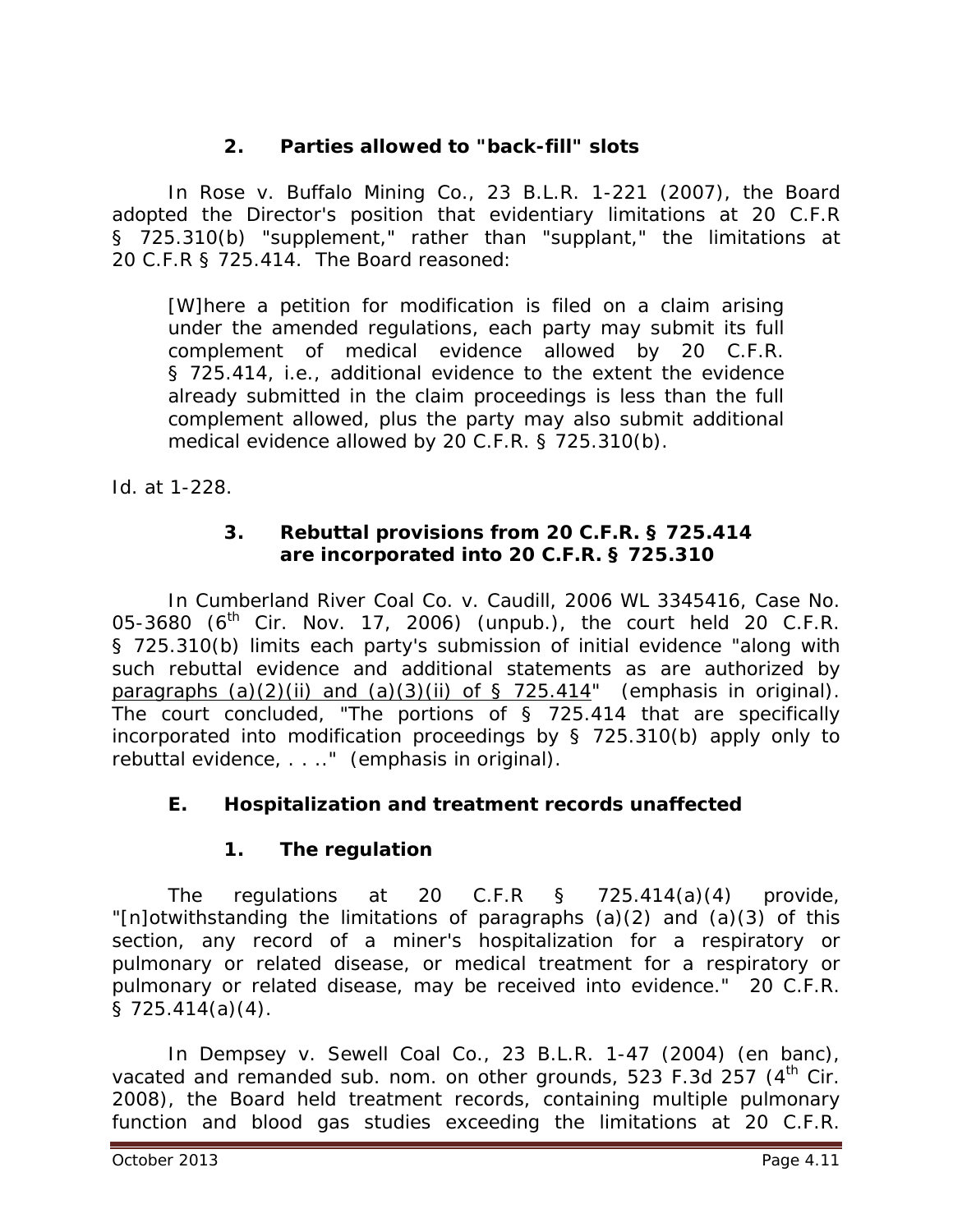### 2. Parties allowed to "back-fill" slots

In *Rose v. Buffalo Mining Co.*, 23 B.L.R. 1-221 (2007), the Board adopted the Director's position that evidentiary limitations at 20 C.F.R § 725.310(b) "supplement," rather than "supplant," the limitations at 20 C.F.R § 725.414. The Board reasoned:

> [W]here a petition for modification is filed on a claim arising under the amended regulations, each party may submit its full complement of medical evidence allowed by 20 C.F.R. § 725.414, i.e., additional evidence to the extent the evidence already submitted in the claim proceedings is less than the full complement allowed, plus the party may also submit additional medical evidence allowed by 20 C.F.R. § 725.310(b).

*Id.* at 1-228.

### 3. Rebuttal provisions from 20 C.F.R. § 725.414 are incorporated into 20 C.F.R. § 725.310

In *Cumberland River Coal Co. v. Caudill*, 2006 WL 3345416, Case No. 05-3680 (6th Cir. Nov. 17, 2006) (unpub.), the court held 20 C.F.R. § 725.310(b) limits each party's submission of initial evidence "along with such rebuttal evidence and additional statements as are authorized by paragraphs (a)(2)(ii) and (a)(3)(ii) of § 725.414" (emphasis in original). The court concluded, "The portions of § 725.414 that are specifically incorporated into modification proceedings by § 725.310(b) apply only to *rebuttal* evidence, . . .." (emphasis in original).

## E. Hospitalization and treatment records unaffected

### 1. The regulation

The regulations at 20 C.F.R § 725.414(a)(4) provide, "[n]otwithstanding the limitations of paragraphs (a)(2) and (a)(3) of this section, any record of a miner's hospitalization for a respiratory or pulmonary or related disease, or medical treatment for a respiratory or pulmonary or related disease, may be received into evidence." 20 C.F.R. § 725.414(a)(4).

In *Dempsey v. Sewell Coal Co.*, 23 B.L.R. 1-47 (2004) (en banc), *vacated and remanded sub. nom. on other grounds*, 523 F.3d 257 (4th Cir. 2008), the Board held treatment records, containing multiple pulmonary function and blood gas studies exceeding the limitations at 20 C.F.R.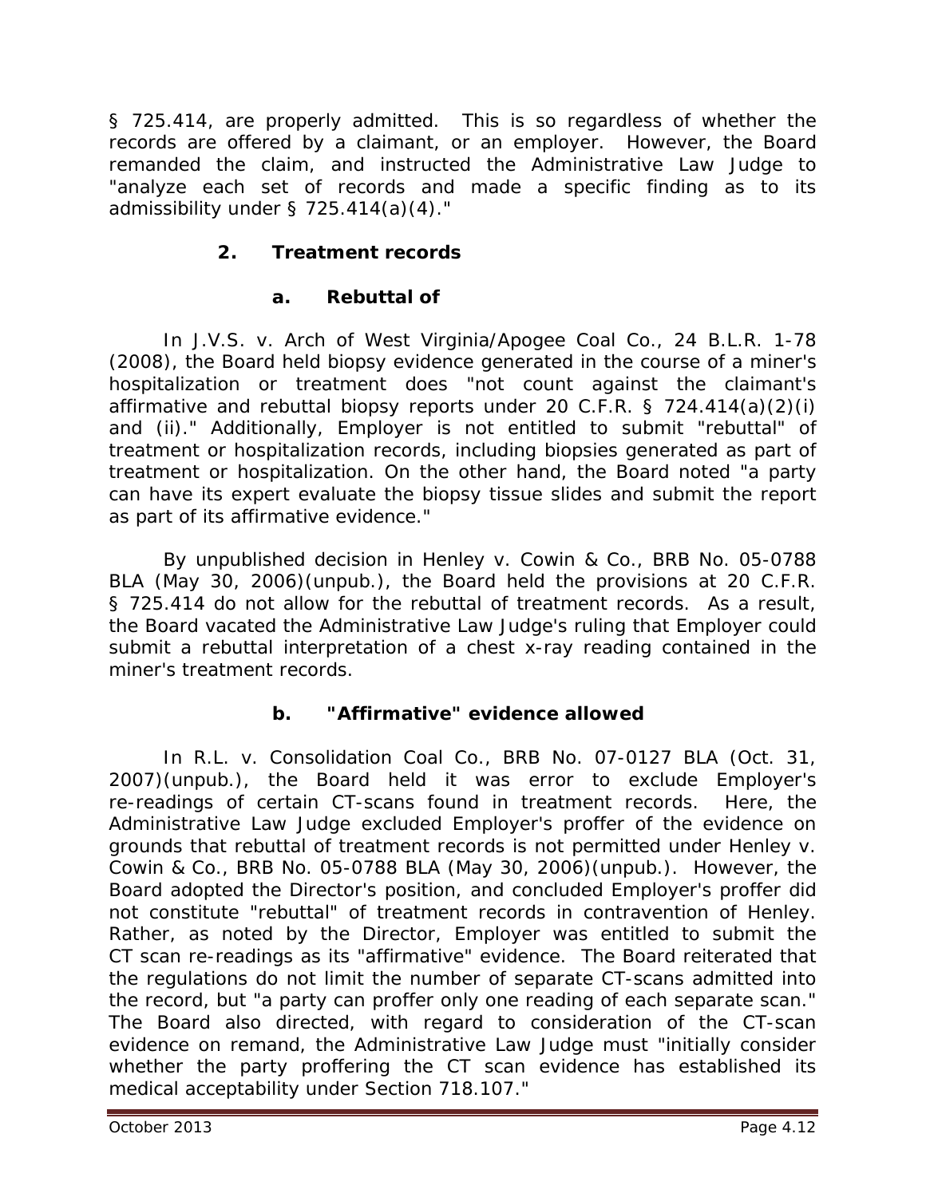§ 725.414, are properly admitted. This is so regardless of whether the records are offered by a claimant, or an employer. However, the Board remanded the claim, and instructed the Administrative Law Judge to "analyze each set of records and made a specific finding as to its admissibility under § 725.414(a)(4)."

### 2. Treatment records

#### a. Rebuttal of

In *J.V.S. v. Arch of West Virginia/Apogee Coal Co.*, 24 B.L.R. 1-78 (2008), the Board held biopsy evidence generated in the course of a miner's hospitalization or treatment does "not count against the claimant's affirmative and rebuttal biopsy reports under 20 C.F.R. § 724.414(a)(2)(i) and (ii)." Additionally, Employer is not entitled to submit "rebuttal" of treatment or hospitalization records, including biopsies generated as part of treatment or hospitalization. On the other hand, the Board noted "a party can have its expert evaluate the biopsy tissue slides and submit the report as part of its affirmative evidence."

By unpublished decision in *Henley v. Cowin & Co.*, BRB No. 05-0788 BLA (May 30, 2006)(unpub.), the Board held the provisions at 20 C.F.R. § 725.414 do not allow for the rebuttal of treatment records. As a result, the Board vacated the Administrative Law Judge's ruling that Employer could submit a rebuttal interpretation of a chest x-ray reading contained in the miner's treatment records.

#### b. "Affirmative" evidence allowed

In *R.L. v. Consolidation Coal Co.*, BRB No. 07-0127 BLA (Oct. 31, 2007)(unpub.), the Board held it was error to exclude Employer's re-readings of certain CT-scans found in treatment records. Here, the Administrative Law Judge excluded Employer's proffer of the evidence on grounds that rebuttal of treatment records is not permitted under *Henley v. Cowin & Co.*, BRB No. 05-0788 BLA (May 30, 2006)(unpub.). However, the Board adopted the Director's position, and concluded Employer's proffer did not constitute "rebuttal" of treatment records in contravention of *Henley*. Rather, as noted by the Director, Employer was entitled to submit the CT scan re-readings as its "affirmative" evidence. The Board reiterated that the regulations do not limit the number of separate CT-scans admitted into the record, but "a party can proffer only one reading of each separate scan." The Board also directed, with regard to consideration of the CT-scan evidence on remand, the Administrative Law Judge must "initially consider whether the party proffering the CT scan evidence has established its medical acceptability under Section 718.107."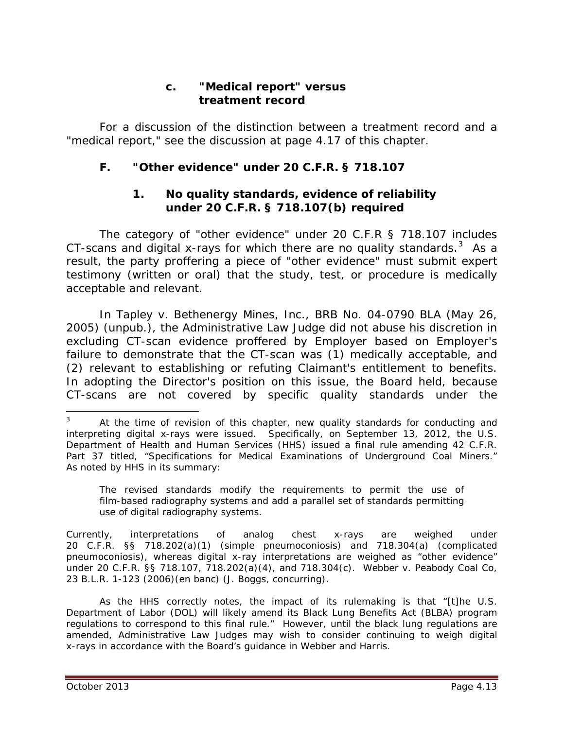#### c. "Medical report" versus treatment record

For a discussion of the distinction between a treatment record and a "medical report," see the discussion at page 4.17 of this chapter.

### F. "Other evidence" under 20 C.F.R. § 718.107

#### 1. No quality standards, evidence of reliability under 20 C.F.R. § 718.107(b) required

The category of "other evidence" under 20 C.F.R § 718.107 includes CT-scans and digital x-rays for which there are no quality standards.[3] As a result, the party proffering a piece of "other evidence" must submit expert testimony (written or oral) that the study, test, or procedure is medically acceptable and relevant.

In *Tapley v. Bethenergy Mines, Inc.*, BRB No. 04-0790 BLA (May 26, 2005) (unpub.), the Administrative Law Judge did not abuse his discretion in excluding CT-scan evidence proffered by Employer based on Employer's failure to demonstrate that the CT-scan was (1) medically acceptable, and (2) relevant to establishing or refuting Claimant's entitlement to benefits. In adopting the Director's position on this issue, the Board held, because CT-scans are not covered by specific quality standards under the

---

[3] At the time of revision of this chapter, new quality standards for conducting and interpreting digital x-rays were issued. Specifically, on September 13, 2012, the U.S. Department of Health and Human Services (HHS) issued a final rule amending 42 C.F.R. Part 37 titled, "Specifications for Medical Examinations of Underground Coal Miners." As noted by HHS in its summary:

> The revised standards modify the requirements to permit the use of film-based radiography systems and add a parallel set of standards permitting use of digital radiography systems.

Currently, interpretations of analog chest x-rays are weighed under 20 C.F.R. §§ 718.202(a)(1) (simple pneumoconiosis) and 718.304(a) (complicated pneumoconiosis), whereas digital x-ray interpretations are weighed as "other evidence" under 20 C.F.R. §§ 718.107, 718.202(a)(4), and 718.304(c). *Webber v. Peabody Coal Co*, 23 B.L.R. 1-123 (2006)(en banc) (J. Boggs, concurring).

As the HHS correctly notes, the impact of its rulemaking is that "[t]he U.S. Department of Labor (DOL) will likely amend its Black Lung Benefits Act (BLBA) program regulations to correspond to this final rule." However, until the black lung regulations are amended, Administrative Law Judges may wish to consider continuing to weigh digital x-rays in accordance with the Board's guidance in *Webber* and *Harris*.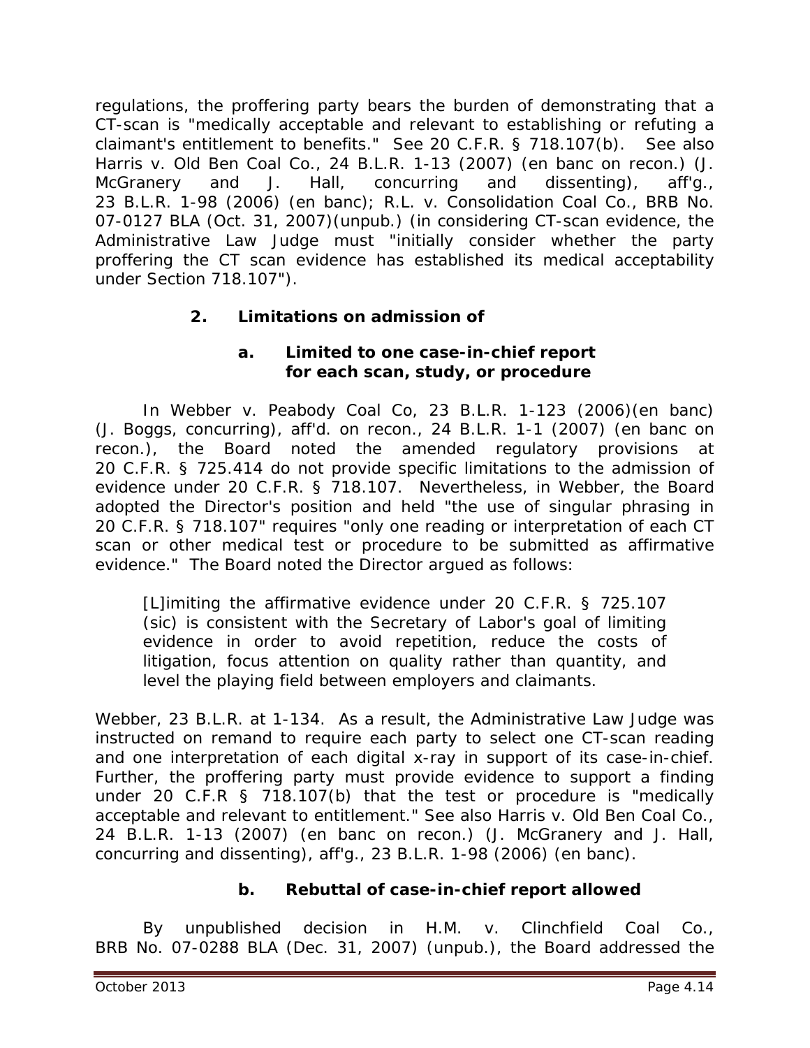regulations, the proffering party bears the burden of demonstrating that a CT-scan is "medically acceptable and relevant to establishing or refuting a claimant's entitlement to benefits." See 20 C.F.R. § 718.107(b). See also *Harris v. Old Ben Coal Co.*, 24 B.L.R. 1-13 (2007) (en banc on recon.) (J. McGranery and J. Hall, concurring and dissenting), aff'g., 23 B.L.R. 1-98 (2006) (en banc); *R.L. v. Consolidation Coal Co.*, BRB No. 07-0127 BLA (Oct. 31, 2007)(unpub.) (in considering CT-scan evidence, the Administrative Law Judge must "initially consider whether the party proffering the CT scan evidence has established its medical acceptability under Section 718.107").

### 2. Limitations on admission of

#### a. Limited to one case-in-chief report for each scan, study, or procedure

In *Webber v. Peabody Coal Co*, 23 B.L.R. 1-123 (2006)(en banc) (J. Boggs, concurring), aff'd. on recon., 24 B.L.R. 1-1 (2007) (en banc on recon.), the Board noted the amended regulatory provisions at 20 C.F.R. § 725.414 do not provide specific limitations to the admission of evidence under 20 C.F.R. § 718.107. Nevertheless, in *Webber*, the Board adopted the Director's position and held "the use of singular phrasing in 20 C.F.R. § 718.107" requires "only one reading or interpretation of each CT scan or other medical test or procedure to be submitted as affirmative evidence." The Board noted the Director argued as follows:

> [L]imiting the affirmative evidence under 20 C.F.R. § 725.107 (sic) is consistent with the Secretary of Labor's goal of limiting evidence in order to avoid repetition, reduce the costs of litigation, focus attention on quality rather than quantity, and level the playing field between employers and claimants.

*Webber*, 23 B.L.R. at 1-134. As a result, the Administrative Law Judge was instructed on remand to require each party to select one CT-scan reading and one interpretation of each digital x-ray in support of its case-in-chief. Further, the proffering party must provide evidence to support a finding under 20 C.F.R § 718.107(b) that the test or procedure is "medically acceptable and relevant to entitlement." See also *Harris v. Old Ben Coal Co.*, 24 B.L.R. 1-13 (2007) (en banc on recon.) (J. McGranery and J. Hall, concurring and dissenting), aff'g., 23 B.L.R. 1-98 (2006) (en banc).

#### b. Rebuttal of case-in-chief report allowed

By unpublished decision in *H.M. v. Clinchfield Coal Co.*, BRB No. 07-0288 BLA (Dec. 31, 2007) (unpub.), the Board addressed the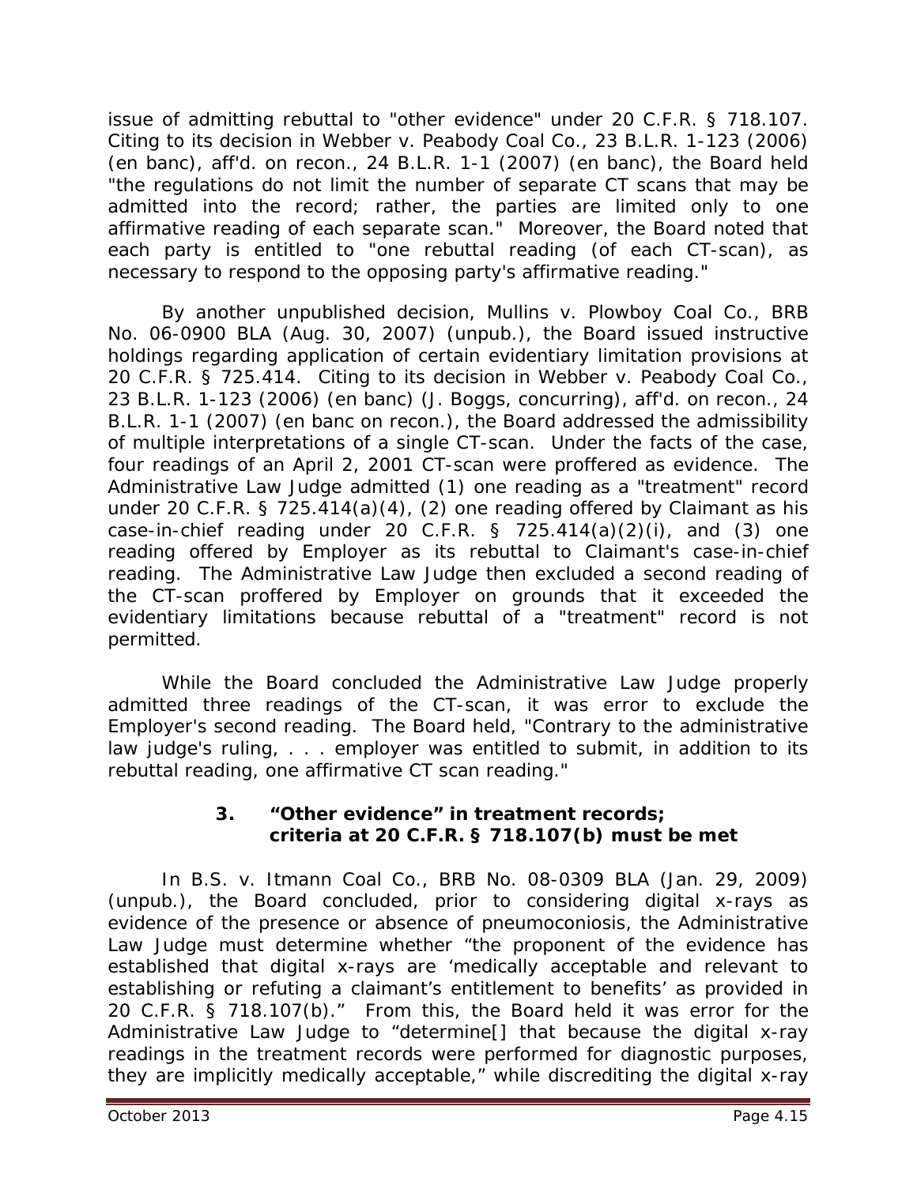issue of admitting rebuttal to "other evidence" under 20 C.F.R. § 718.107. Citing to its decision in *Webber v. Peabody Coal Co.*, 23 B.L.R. 1-123 (2006) (en banc), *aff'd. on recon.*, 24 B.L.R. 1-1 (2007) (en banc), the Board held "the regulations do not limit the number of separate CT scans that may be admitted into the record; rather, the parties are limited only to one affirmative reading of each separate scan." Moreover, the Board noted that each party is entitled to "one rebuttal reading (of each CT-scan), as necessary to respond to the opposing party's affirmative reading."

By another unpublished decision, *Mullins v. Plowboy Coal Co.*, BRB No. 06-0900 BLA (Aug. 30, 2007) (unpub.), the Board issued instructive holdings regarding application of certain evidentiary limitation provisions at 20 C.F.R. § 725.414. Citing to its decision in *Webber v. Peabody Coal Co.*, 23 B.L.R. 1-123 (2006) (en banc) (J. Boggs, concurring), *aff'd. on recon.*, 24 B.L.R. 1-1 (2007) (en banc on recon.), the Board addressed the admissibility of multiple interpretations of a single CT-scan. Under the facts of the case, four readings of an April 2, 2001 CT-scan were proffered as evidence. The Administrative Law Judge admitted (1) one reading as a "treatment" record under 20 C.F.R. § 725.414(a)(4), (2) one reading offered by Claimant as his case-in-chief reading under 20 C.F.R. § 725.414(a)(2)(i), and (3) one reading offered by Employer as its rebuttal to Claimant's case-in-chief reading. The Administrative Law Judge then excluded a second reading of the CT-scan proffered by Employer on grounds that it exceeded the evidentiary limitations because rebuttal of a "treatment" record is not permitted.

While the Board concluded the Administrative Law Judge properly admitted three readings of the CT-scan, it was error to exclude the Employer's second reading. The Board held, "Contrary to the administrative law judge's ruling, . . . employer was entitled to submit, in addition to its rebuttal reading, one affirmative CT scan reading."

### 3. "Other evidence" in treatment records; criteria at 20 C.F.R. § 718.107(b) must be met

In *B.S. v. Itmann Coal Co.*, BRB No. 08-0309 BLA (Jan. 29, 2009) (unpub.), the Board concluded, prior to considering digital x-rays as evidence of the presence or absence of pneumoconiosis, the Administrative Law Judge must determine whether "the proponent of the evidence has established that digital x-rays are 'medically acceptable and relevant to establishing or refuting a claimant's entitlement to benefits' as provided in 20 C.F.R. § 718.107(b)." From this, the Board held it was error for the Administrative Law Judge to "determine[] that because the digital x-ray readings in the treatment records were performed for diagnostic purposes, they are implicitly medically acceptable," while discrediting the digital x-ray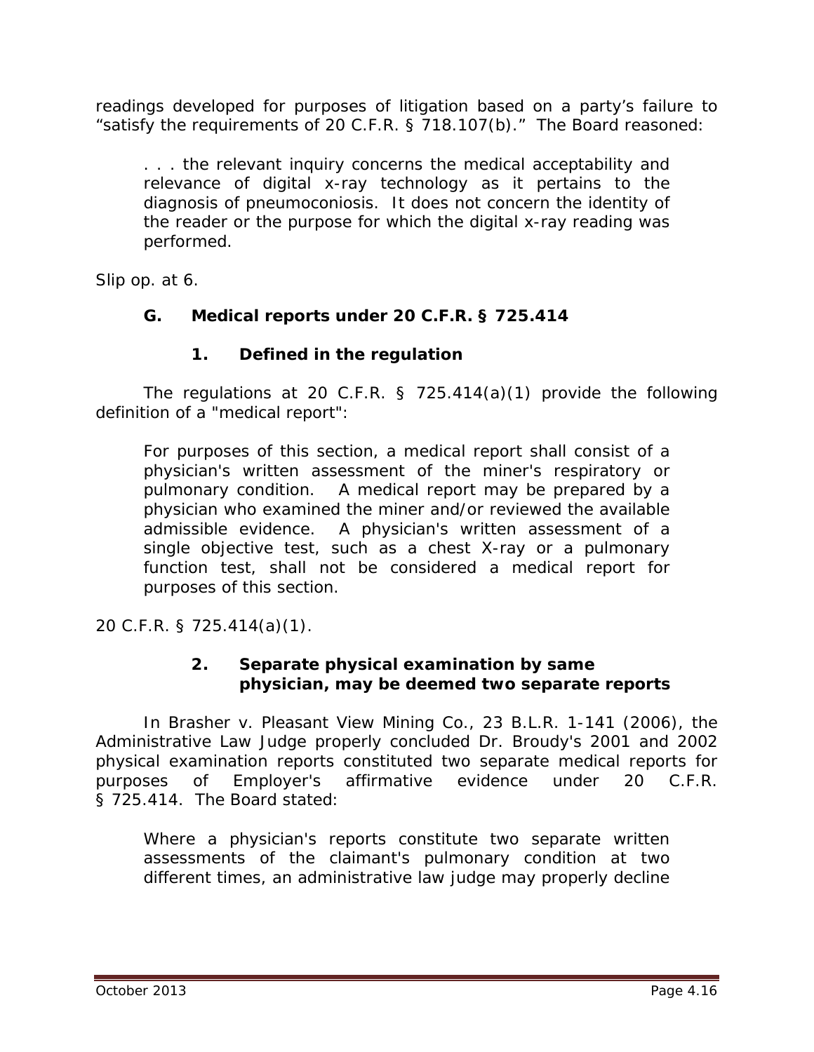readings developed for purposes of litigation based on a party's failure to "satisfy the requirements of 20 C.F.R. § 718.107(b)." The Board reasoned:

> . . . the relevant inquiry concerns the medical acceptability and relevance of digital x-ray technology as it pertains to the diagnosis of pneumoconiosis. It does not concern the identity of the reader or the purpose for which the digital x-ray reading was performed.

*Slip op.* at 6.

### G. Medical reports under 20 C.F.R. § 725.414

#### 1. Defined in the regulation

The regulations at 20 C.F.R. § 725.414(a)(1) provide the following definition of a "medical report":

> For purposes of this section, a medical report shall consist of a physician's written assessment of the miner's respiratory or pulmonary condition. A medical report may be prepared by a physician who examined the miner and/or reviewed the available admissible evidence. A physician's written assessment of a single objective test, such as a chest X-ray or a pulmonary function test, shall not be considered a medical report for purposes of this section.

20 C.F.R. § 725.414(a)(1).

#### 2. Separate physical examination by same physician, may be deemed two separate reports

In *Brasher v. Pleasant View Mining Co.*, 23 B.L.R. 1-141 (2006), the Administrative Law Judge properly concluded Dr. Broudy's 2001 and 2002 physical examination reports constituted two separate medical reports for purposes of Employer's affirmative evidence under 20 C.F.R. § 725.414. The Board stated:

> Where a physician's reports constitute two separate written assessments of the claimant's pulmonary condition at two different times, an administrative law judge may properly decline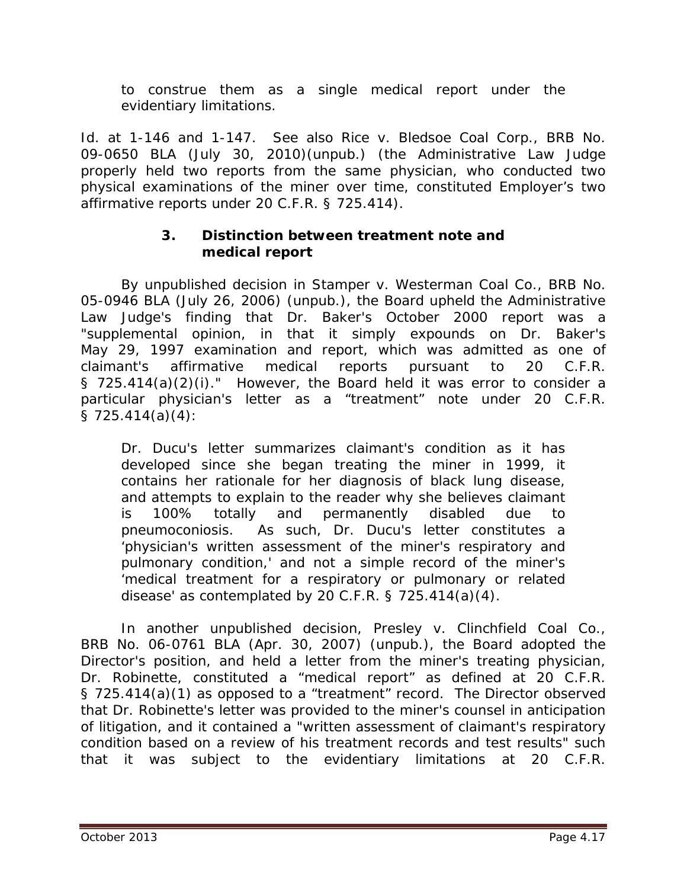to construe them as a single medical report under the evidentiary limitations.

Id. at 1-146 and 1-147. See also *Rice v. Bledsoe Coal Corp.*, BRB No. 09-0650 BLA (July 30, 2010)(unpub.) (the Administrative Law Judge properly held two reports from the same physician, who conducted two physical examinations of the miner over time, constituted Employer's two affirmative reports under 20 C.F.R. § 725.414).

### 3. Distinction between treatment note and medical report

By unpublished decision in *Stamper v. Westerman Coal Co.*, BRB No. 05-0946 BLA (July 26, 2006) (unpub.), the Board upheld the Administrative Law Judge's finding that Dr. Baker's October 2000 report was a "supplemental opinion, in that it simply expounds on Dr. Baker's May 29, 1997 examination and report, which was admitted as one of claimant's affirmative medical reports pursuant to 20 C.F.R. § 725.414(a)(2)(i)." However, the Board held it was error to consider a particular physician's letter as a "treatment" note under 20 C.F.R. § 725.414(a)(4):

> Dr. Ducu's letter summarizes claimant's condition as it has developed since she began treating the miner in 1999, it contains her rationale for her diagnosis of black lung disease, and attempts to explain to the reader why she believes claimant is 100% totally and permanently disabled due to pneumoconiosis. As such, Dr. Ducu's letter constitutes a 'physician's written assessment of the miner's respiratory and pulmonary condition,' and not a simple record of the miner's 'medical treatment for a respiratory or pulmonary or related disease' as contemplated by 20 C.F.R. § 725.414(a)(4).

In another unpublished decision, *Presley v. Clinchfield Coal Co.*, BRB No. 06-0761 BLA (Apr. 30, 2007) (unpub.), the Board adopted the Director's position, and held a letter from the miner's treating physician, Dr. Robinette, constituted a "medical report" as defined at 20 C.F.R. § 725.414(a)(1) as opposed to a "treatment" record. The Director observed that Dr. Robinette's letter was provided to the miner's counsel in anticipation of litigation, and it contained a "written assessment of claimant's respiratory condition based on a review of his treatment records and test results" such that it was subject to the evidentiary limitations at 20 C.F.R.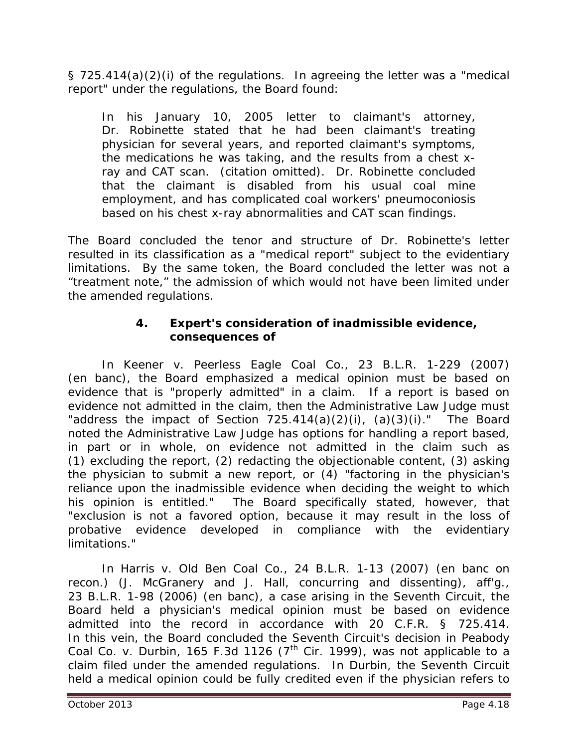§ 725.414(a)(2)(i) of the regulations. In agreeing the letter was a "medical report" under the regulations, the Board found:

> In his January 10, 2005 letter to claimant's attorney, Dr. Robinette stated that he had been claimant's treating physician for several years, and reported claimant's symptoms, the medications he was taking, and the results from a chest x-ray and CAT scan. (citation omitted). Dr. Robinette concluded that the claimant is disabled from his usual coal mine employment, and has complicated coal workers' pneumoconiosis based on his chest x-ray abnormalities and CAT scan findings.

The Board concluded the tenor and structure of Dr. Robinette's letter resulted in its classification as a "medical report" subject to the evidentiary limitations. By the same token, the Board concluded the letter was not a "treatment note," the admission of which would not have been limited under the amended regulations.

#### 4. Expert's consideration of inadmissible evidence, consequences of

*Keener v. Peerless Eagle Coal Co.*, 23 B.L.R. 1-229 (2007) (en banc), the Board emphasized a medical opinion must be based on evidence that is "properly admitted" in a claim. If a report is based on evidence not admitted in the claim, then the Administrative Law Judge must "address the impact of Section 725.414(a)(2)(i), (a)(3)(i)." The Board noted the Administrative Law Judge has options for handling a report based, in part or in whole, on evidence not admitted in the claim such as (1) excluding the report, (2) redacting the objectionable content, (3) asking the physician to submit a new report, or (4) "factoring in the physician's reliance upon the inadmissible evidence when deciding the weight to which his opinion is entitled." The Board specifically stated, however, that "exclusion is not a favored option, because it may result in the loss of probative evidence developed in compliance with the evidentiary limitations."

In *Harris v. Old Ben Coal Co.*, 24 B.L.R. 1-13 (2007) (en banc on recon.) (J. McGranery and J. Hall, concurring and dissenting), *aff'g.*, 23 B.L.R. 1-98 (2006) (en banc), a case arising in the Seventh Circuit, the Board held a physician's medical opinion must be based on evidence admitted into the record in accordance with 20 C.F.R. § 725.414. In this vein, the Board concluded the Seventh Circuit's decision in *Peabody Coal Co. v. Durbin*, 165 F.3d 1126 (7th Cir. 1999), was not applicable to a claim filed under the amended regulations. In *Durbin*, the Seventh Circuit held a medical opinion could be fully credited even if the physician refers to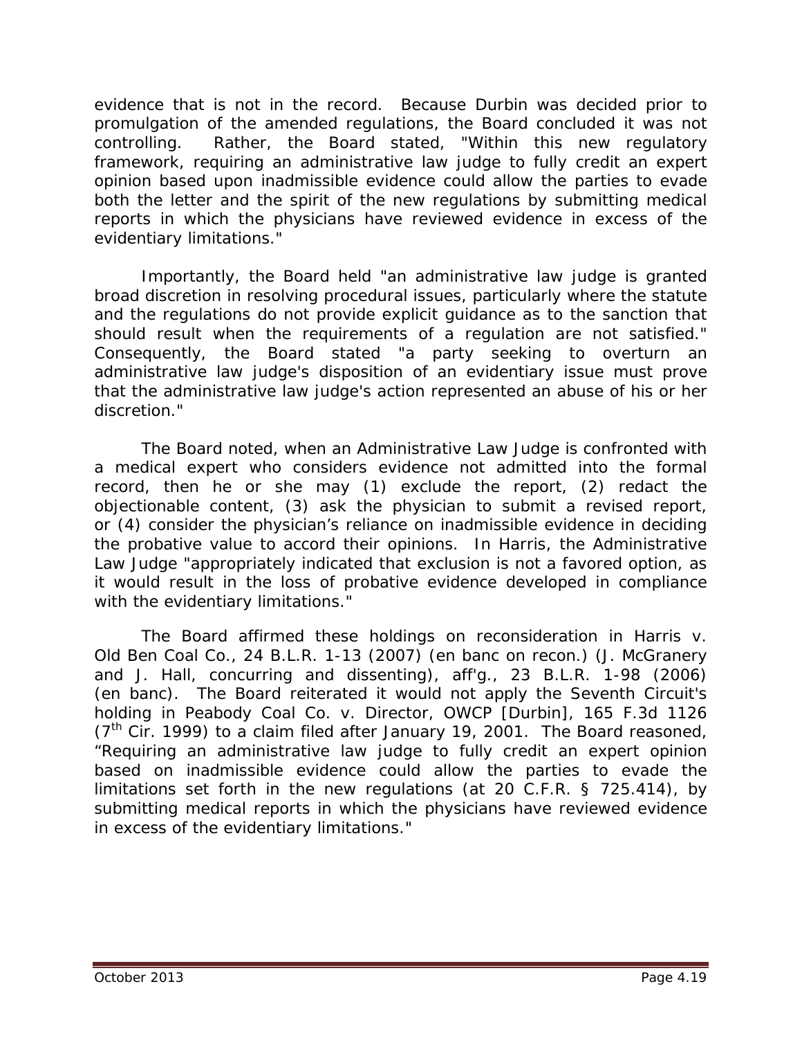evidence that is not in the record. Because Durbin was decided prior to promulgation of the amended regulations, the Board concluded it was not controlling. Rather, the Board stated, "Within this new regulatory framework, requiring an administrative law judge to fully credit an expert opinion based upon inadmissible evidence could allow the parties to evade both the letter and the spirit of the new regulations by submitting medical reports in which the physicians have reviewed evidence in excess of the evidentiary limitations."

Importantly, the Board held "an administrative law judge is granted broad discretion in resolving procedural issues, particularly where the statute and the regulations do not provide explicit guidance as to the sanction that should result when the requirements of a regulation are not satisfied." Consequently, the Board stated "a party seeking to overturn an administrative law judge's disposition of an evidentiary issue must prove that the administrative law judge's action represented an abuse of his or her discretion."

The Board noted, when an Administrative Law Judge is confronted with a medical expert who considers evidence not admitted into the formal record, then he or she may (1) exclude the report, (2) redact the objectionable content, (3) ask the physician to submit a revised report, or (4) consider the physician's reliance on inadmissible evidence in deciding the probative value to accord their opinions. In Harris, the Administrative Law Judge "appropriately indicated that exclusion is not a favored option, as it would result in the loss of probative evidence developed in compliance with the evidentiary limitations."

The Board affirmed these holdings on reconsideration in *Harris v. Old Ben Coal Co.*, 24 B.L.R. 1-13 (2007) (en banc on recon.) (J. McGranery and J. Hall, concurring and dissenting), *aff'g.*, 23 B.L.R. 1-98 (2006) (en banc). The Board reiterated it would not apply the Seventh Circuit's holding in *Peabody Coal Co. v. Director, OWCP [Durbin]*, 165 F.3d 1126 (7th Cir. 1999) to a claim filed after January 19, 2001. The Board reasoned, "Requiring an administrative law judge to fully credit an expert opinion based on inadmissible evidence could allow the parties to evade the limitations set forth in the new regulations (at 20 C.F.R. § 725.414), by submitting medical reports in which the physicians have reviewed evidence in excess of the evidentiary limitations."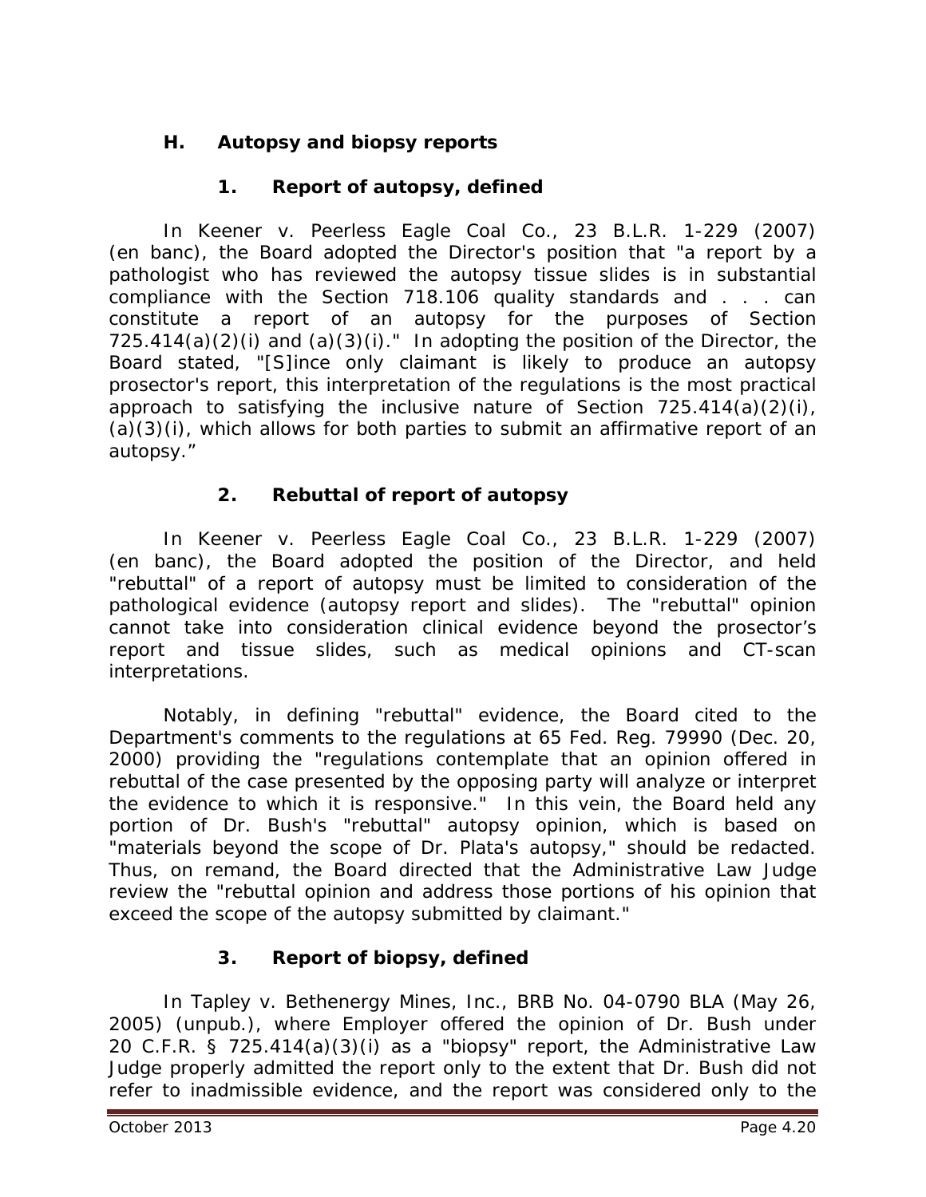## H. Autopsy and biopsy reports

### 1. Report of autopsy, defined

In *Keener v. Peerless Eagle Coal Co.*, 23 B.L.R. 1-229 (2007) (en banc), the Board adopted the Director's position that "a report by a pathologist who has reviewed the autopsy tissue slides is in substantial compliance with the Section 718.106 quality standards and . . . can constitute a report of an autopsy for the purposes of Section 725.414(a)(2)(i) and (a)(3)(i)." In adopting the position of the Director, the Board stated, "[S]ince only claimant is likely to produce an autopsy prosector's report, this interpretation of the regulations is the most practical approach to satisfying the inclusive nature of Section 725.414(a)(2)(i), (a)(3)(i), which allows for both parties to submit an affirmative report of an autopsy."

### 2. Rebuttal of report of autopsy

In *Keener v. Peerless Eagle Coal Co.*, 23 B.L.R. 1-229 (2007) (en banc), the Board adopted the position of the Director, and held "rebuttal" of a report of autopsy must be limited to consideration of the pathological evidence (autopsy report and slides). The "rebuttal" opinion cannot take into consideration clinical evidence beyond the prosector's report and tissue slides, such as medical opinions and CT-scan interpretations.

Notably, in defining "rebuttal" evidence, the Board cited to the Department's comments to the regulations at 65 Fed. Reg. 79990 (Dec. 20, 2000) providing the "regulations contemplate that an opinion offered in rebuttal of the case presented by the opposing party will analyze or interpret the evidence to which it is responsive." In this vein, the Board held any portion of Dr. Bush's "rebuttal" autopsy opinion, which is based on "materials beyond the scope of Dr. Plata's autopsy," should be redacted. Thus, on remand, the Board directed that the Administrative Law Judge review the "rebuttal opinion and address those portions of his opinion that exceed the scope of the autopsy submitted by claimant."

### 3. Report of biopsy, defined

In *Tapley v. Bethenergy Mines, Inc.*, BRB No. 04-0790 BLA (May 26, 2005) (unpub.), where Employer offered the opinion of Dr. Bush under 20 C.F.R. § 725.414(a)(3)(i) as a "biopsy" report, the Administrative Law Judge properly admitted the report only to the extent that Dr. Bush did not refer to inadmissible evidence, and the report was considered only to the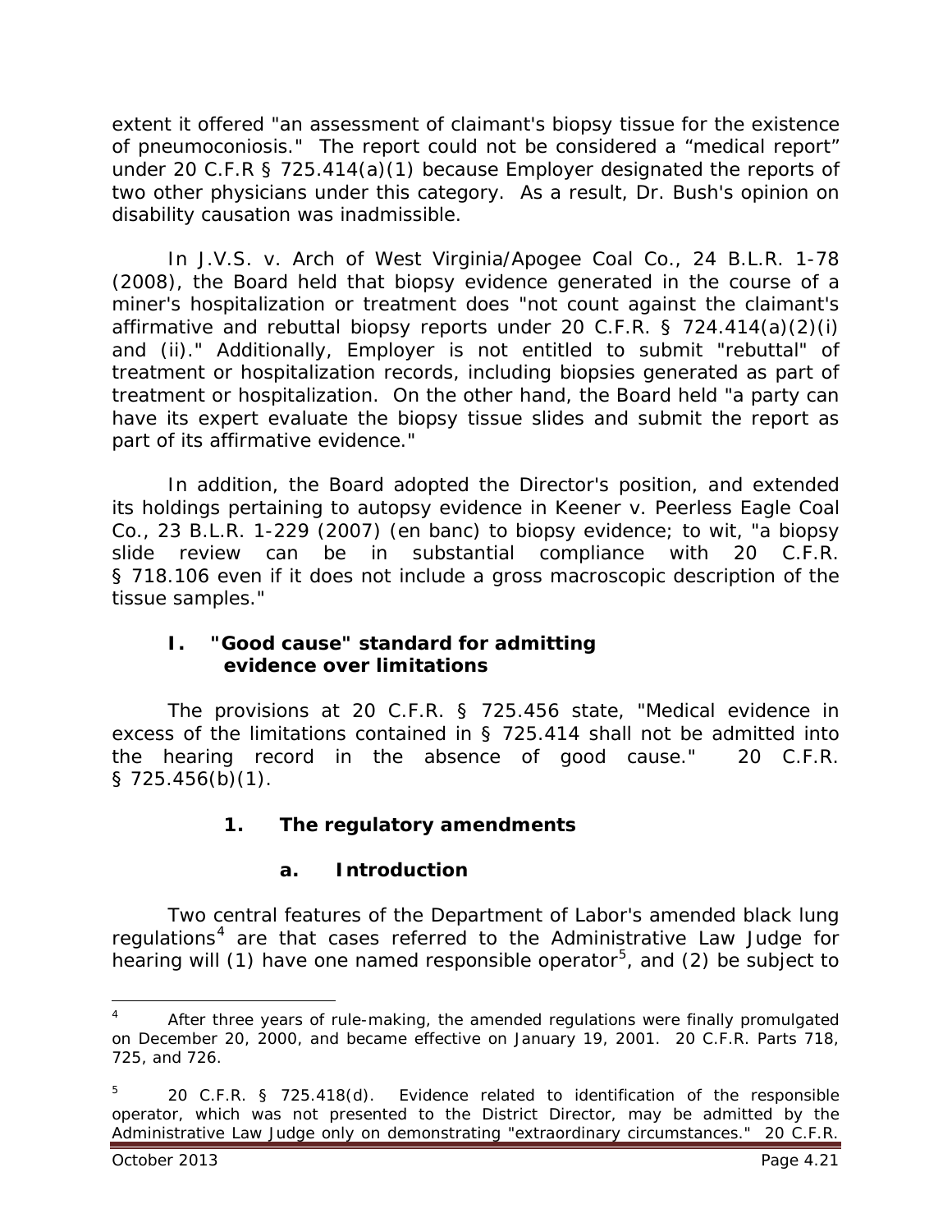extent it offered "an assessment of claimant's biopsy tissue for the existence of pneumoconiosis." The report could not be considered a "medical report" under 20 C.F.R § 725.414(a)(1) because Employer designated the reports of two other physicians under this category. As a result, Dr. Bush's opinion on disability causation was inadmissible.

In *J.V.S. v. Arch of West Virginia/Apogee Coal Co.*, 24 B.L.R. 1-78 (2008), the Board held that biopsy evidence generated in the course of a miner's hospitalization or treatment does "not count against the claimant's affirmative and rebuttal biopsy reports under 20 C.F.R. § 724.414(a)(2)(i) and (ii)." Additionally, Employer is not entitled to submit "rebuttal" of treatment or hospitalization records, including biopsies generated as part of treatment or hospitalization. On the other hand, the Board held "a party can have its expert evaluate the biopsy tissue slides and submit the report as part of its affirmative evidence."

In addition, the Board adopted the Director's position, and extended its holdings pertaining to autopsy evidence in *Keener v. Peerless Eagle Coal Co.*, 23 B.L.R. 1-229 (2007) (en banc) to biopsy evidence; to wit, "a biopsy slide review can be in substantial compliance with 20 C.F.R. § 718.106 even if it does not include a gross macroscopic description of the tissue samples."

## I. "Good cause" standard for admitting evidence over limitations

The provisions at 20 C.F.R. § 725.456 state, "Medical evidence in excess of the limitations contained in § 725.414 shall not be admitted into the hearing record in the absence of good cause." 20 C.F.R. § 725.456(b)(1).

### 1. The regulatory amendments

#### a. Introduction

Two central features of the Department of Labor's amended black lung regulations[4] are that cases referred to the Administrative Law Judge for hearing will (1) have one named responsible operator[5], and (2) be subject to

---

[4] After three years of rule-making, the amended regulations were finally promulgated on December 20, 2000, and became effective on January 19, 2001. 20 C.F.R. Parts 718, 725, and 726.

[5] 20 C.F.R. § 725.418(d). Evidence related to identification of the responsible operator, which was not presented to the District Director, may be admitted by the Administrative Law Judge only on demonstrating "extraordinary circumstances." 20 C.F.R.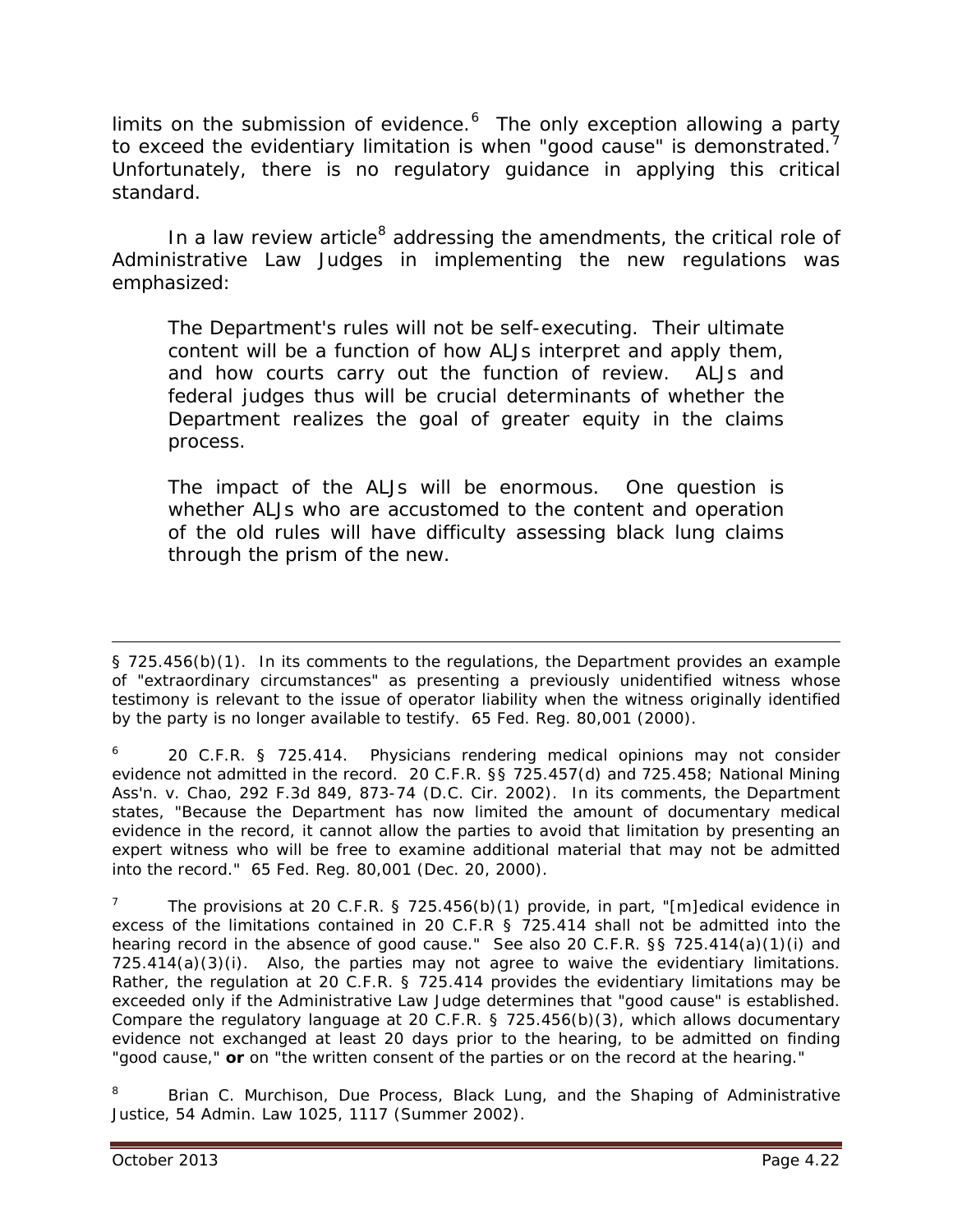limits on the submission of evidence.[6] The only exception allowing a party to exceed the evidentiary limitation is when "good cause" is demonstrated.[7] Unfortunately, there is no regulatory guidance in applying this critical standard.

In a law review article[8] addressing the amendments, the critical role of Administrative Law Judges in implementing the new regulations was emphasized:

> The Department's rules will not be self-executing. Their ultimate content will be a function of how ALJs interpret and apply them, and how courts carry out the function of review. ALJs and federal judges thus will be crucial determinants of whether the Department realizes the goal of greater equity in the claims process.
>
> The impact of the ALJs will be enormous. One question is whether ALJs who are accustomed to the content and operation of the old rules will have difficulty assessing black lung claims through the prism of the new.

---

§ 725.456(b)(1). In its comments to the regulations, the Department provides an example of "extraordinary circumstances" as presenting a previously unidentified witness whose testimony is relevant to the issue of operator liability when the witness originally identified by the party is no longer available to testify. 65 Fed. Reg. 80,001 (2000).

[6] 20 C.F.R. § 725.414. Physicians rendering medical opinions may not consider evidence not admitted in the record. 20 C.F.R. §§ 725.457(d) and 725.458; *National Mining Ass'n. v. Chao*, 292 F.3d 849, 873-74 (D.C. Cir. 2002). In its comments, the Department states, "Because the Department has now limited the amount of documentary medical evidence in the record, it cannot allow the parties to avoid that limitation by presenting an expert witness who will be free to examine additional material that may not be admitted into the record." 65 Fed. Reg. 80,001 (Dec. 20, 2000).

[7] The provisions at 20 C.F.R. § 725.456(b)(1) provide, in part, "[m]edical evidence in excess of the limitations contained in 20 C.F.R § 725.414 shall not be admitted into the hearing record in the absence of good cause." *See also* 20 C.F.R. §§ 725.414(a)(1)(i) and 725.414(a)(3)(i). Also, the parties may not agree to waive the evidentiary limitations. Rather, the regulation at 20 C.F.R. § 725.414 provides the evidentiary limitations may be exceeded only if the Administrative Law Judge determines that "good cause" is established. *Compare* the regulatory language at 20 C.F.R. § 725.456(b)(3), which allows documentary evidence not exchanged at least 20 days prior to the hearing, to be admitted on finding "good cause," **or** on "the written consent of the parties or on the record at the hearing."

[8] Brian C. Murchison, *Due Process, Black Lung, and the Shaping of Administrative Justice*, 54 Admin. Law 1025, 1117 (Summer 2002).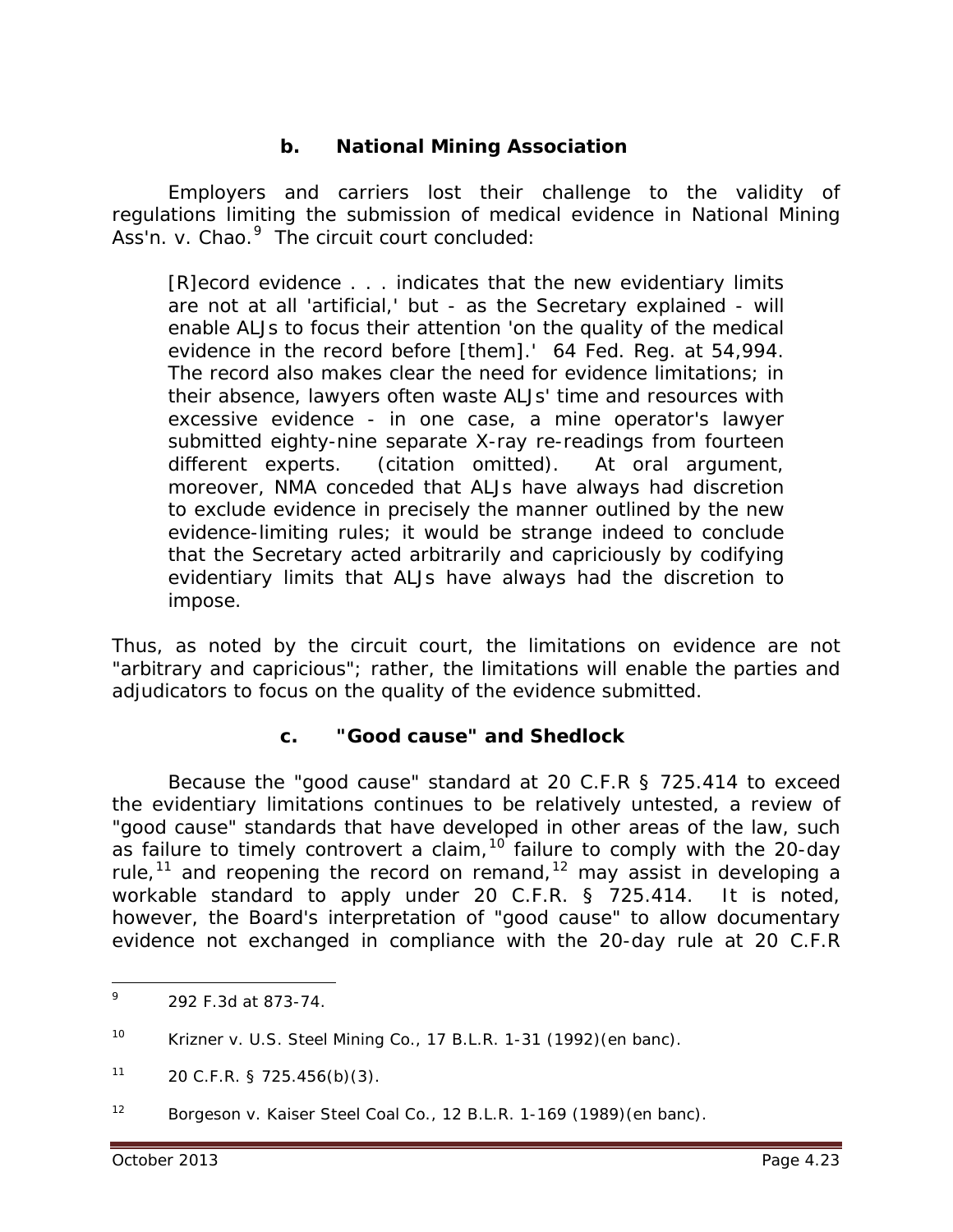### b. National Mining Association

Employers and carriers lost their challenge to the validity of regulations limiting the submission of medical evidence in *National Mining Ass'n. v. Chao*.[9] The circuit court concluded:

> [R]ecord evidence . . . indicates that the new evidentiary limits are not at all 'artificial,' but - as the Secretary explained - will enable ALJs to focus their attention 'on the quality of the medical evidence in the record before [them].' 64 Fed. Reg. at 54,994. The record also makes clear the need for evidence limitations; in their absence, lawyers often waste ALJs' time and resources with excessive evidence - in one case, a mine operator's lawyer submitted eighty-nine separate X-ray re-readings from fourteen different experts. (citation omitted). At oral argument, moreover, NMA conceded that ALJs have always had discretion to exclude evidence in precisely the manner outlined by the new evidence-limiting rules; it would be strange indeed to conclude that the Secretary acted arbitrarily and capriciously by codifying evidentiary limits that ALJs have always had the discretion to impose.

Thus, as noted by the circuit court, the limitations on evidence are not "arbitrary and capricious"; rather, the limitations will enable the parties and adjudicators to focus on the quality of the evidence submitted.

### c. "Good cause" and *Shedlock*

Because the "good cause" standard at 20 C.F.R § 725.414 to exceed the evidentiary limitations continues to be relatively untested, a review of "good cause" standards that have developed in other areas of the law, such as failure to timely controvert a claim,[10] failure to comply with the 20-day rule,[11] and reopening the record on remand,[12] may assist in developing a workable standard to apply under 20 C.F.R. § 725.414. It is noted, however, the Board's interpretation of "good cause" to allow documentary evidence not exchanged in compliance with the 20-day rule at 20 C.F.R

---

[9] 292 F.3d at 873-74.

[10] *Krizner v. U.S. Steel Mining Co.*, 17 B.L.R. 1-31 (1992)(en banc).

[11] 20 C.F.R. § 725.456(b)(3).

[12] *Borgeson v. Kaiser Steel Coal Co.*, 12 B.L.R. 1-169 (1989)(en banc).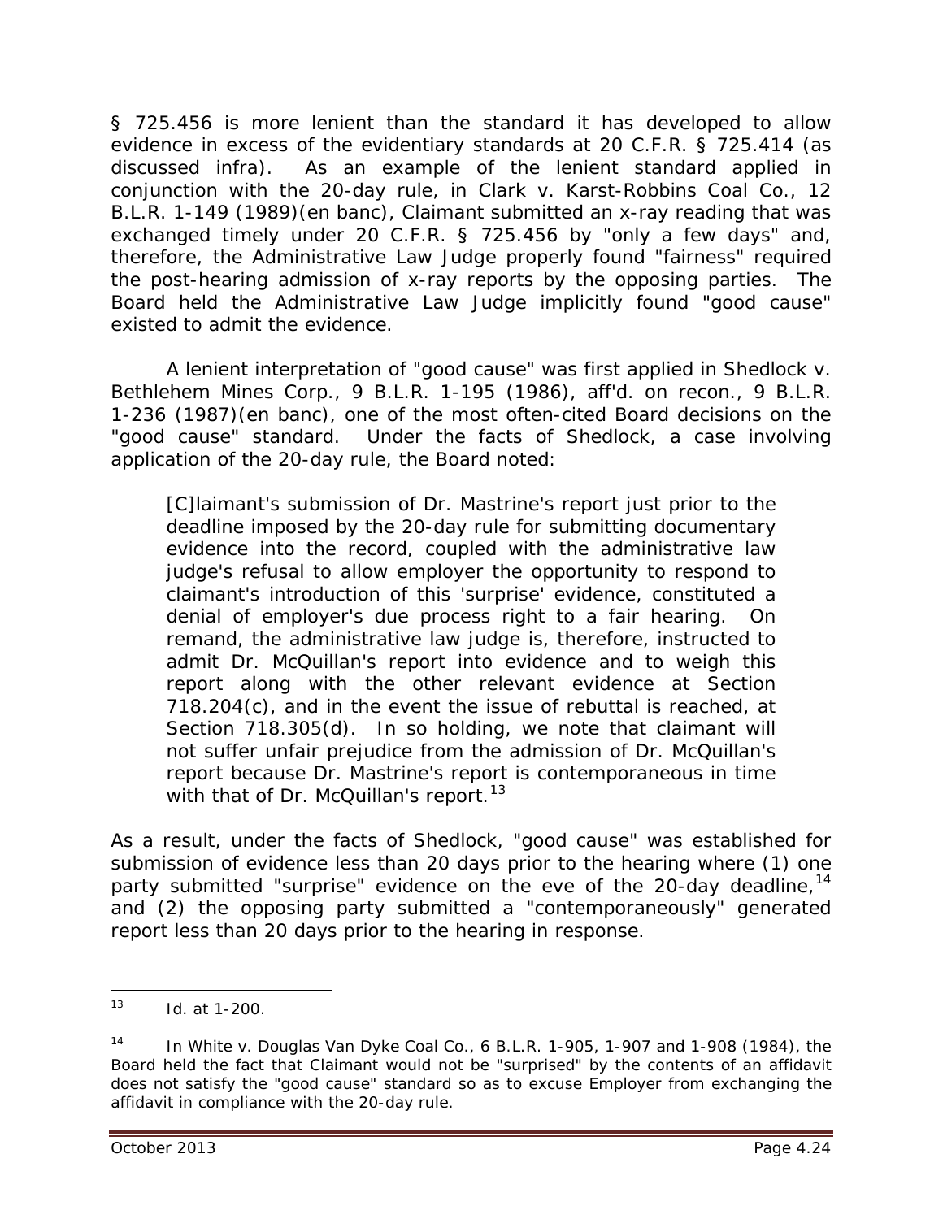§ 725.456 is more lenient than the standard it has developed to allow evidence in excess of the evidentiary standards at 20 C.F.R. § 725.414 (as discussed infra). As an example of the lenient standard applied in conjunction with the 20-day rule, in *Clark v. Karst-Robbins Coal Co.*, 12 B.L.R. 1-149 (1989)(en banc), Claimant submitted an x-ray reading that was exchanged timely under 20 C.F.R. § 725.456 by "only a few days" and, therefore, the Administrative Law Judge properly found "fairness" required the post-hearing admission of x-ray reports by the opposing parties. The Board held the Administrative Law Judge implicitly found "good cause" existed to admit the evidence.

A lenient interpretation of "good cause" was first applied in *Shedlock v. Bethlehem Mines Corp.*, 9 B.L.R. 1-195 (1986), *aff'd. on recon.*, 9 B.L.R. 1-236 (1987)(en banc), one of the most often-cited Board decisions on the "good cause" standard. Under the facts of *Shedlock*, a case involving application of the 20-day rule, the Board noted:

> [C]laimant's submission of Dr. Mastrine's report just prior to the deadline imposed by the 20-day rule for submitting documentary evidence into the record, coupled with the administrative law judge's refusal to allow employer the opportunity to respond to claimant's introduction of this 'surprise' evidence, constituted a denial of employer's due process right to a fair hearing. On remand, the administrative law judge is, therefore, instructed to admit Dr. McQuillan's report into evidence and to weigh this report along with the other relevant evidence at Section 718.204(c), and in the event the issue of rebuttal is reached, at Section 718.305(d). In so holding, we note that claimant will not suffer unfair prejudice from the admission of Dr. McQuillan's report because Dr. Mastrine's report is contemporaneous in time with that of Dr. McQuillan's report.[13]

As a result, under the facts of *Shedlock*, "good cause" was established for submission of evidence less than 20 days prior to the hearing where (1) one party submitted "surprise" evidence on the eve of the 20-day deadline,[14] and (2) the opposing party submitted a "contemporaneously" generated report less than 20 days prior to the hearing in response.

---

[13] *Id.* at 1-200.

[14] In *White v. Douglas Van Dyke Coal Co.*, 6 B.L.R. 1-905, 1-907 and 1-908 (1984), the Board held the fact that Claimant would not be "surprised" by the contents of an affidavit does not satisfy the "good cause" standard so as to excuse Employer from exchanging the affidavit in compliance with the 20-day rule.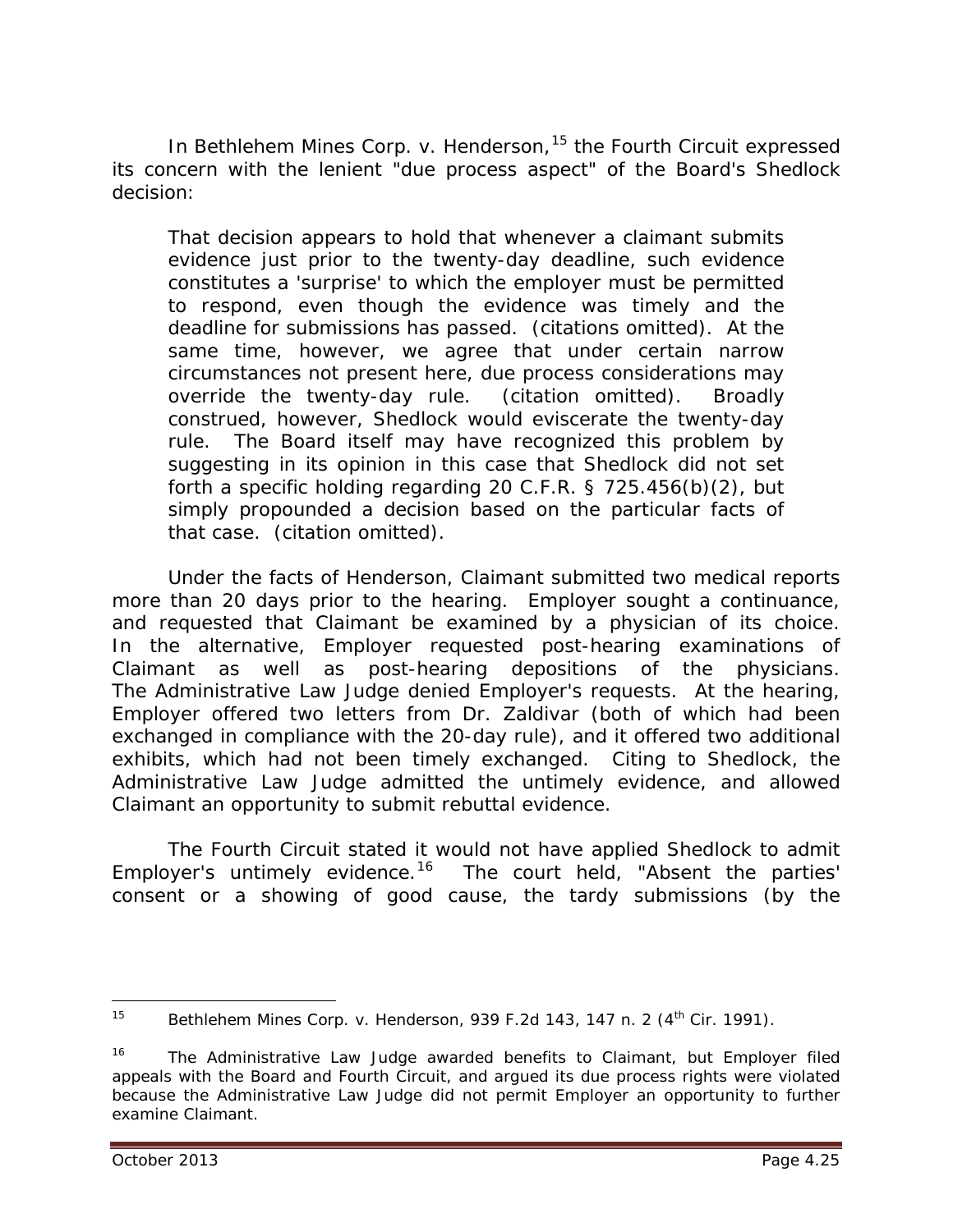In *Bethlehem Mines Corp. v. Henderson*,[15] the Fourth Circuit expressed its concern with the lenient "due process aspect" of the Board's *Shedlock* decision:

> That decision appears to hold that whenever a claimant submits evidence just prior to the twenty-day deadline, such evidence constitutes a 'surprise' to which the employer must be permitted to respond, even though the evidence was timely and the deadline for submissions has passed. (citations omitted). At the same time, however, we agree that under certain narrow circumstances not present here, due process considerations may override the twenty-day rule. (citation omitted). Broadly construed, however, *Shedlock* would eviscerate the twenty-day rule. The Board itself may have recognized this problem by suggesting in its opinion in this case that *Shedlock* did not set forth a specific holding regarding 20 C.F.R. § 725.456(b)(2), but simply propounded a decision based on the particular facts of that case. (citation omitted).

Under the facts of *Henderson*, Claimant submitted two medical reports more than 20 days prior to the hearing. Employer sought a continuance, and requested that Claimant be examined by a physician of its choice. In the alternative, Employer requested post-hearing examinations of Claimant as well as post-hearing depositions of the physicians. The Administrative Law Judge denied Employer's requests. At the hearing, Employer offered two letters from Dr. Zaldivar (both of which had been exchanged in compliance with the 20-day rule), and it offered two additional exhibits, which had not been timely exchanged. Citing to *Shedlock*, the Administrative Law Judge admitted the untimely evidence, and allowed Claimant an opportunity to submit rebuttal evidence.

The Fourth Circuit stated it would not have applied *Shedlock* to admit Employer's untimely evidence.[16] The court held, "Absent the parties' consent or a showing of good cause, the tardy submissions (by the

---

[15] *Bethlehem Mines Corp. v. Henderson*, 939 F.2d 143, 147 n. 2 (4th Cir. 1991).

[16] The Administrative Law Judge awarded benefits to Claimant, but Employer filed appeals with the Board and Fourth Circuit, and argued its due process rights were violated because the Administrative Law Judge did not permit Employer an opportunity to further examine Claimant.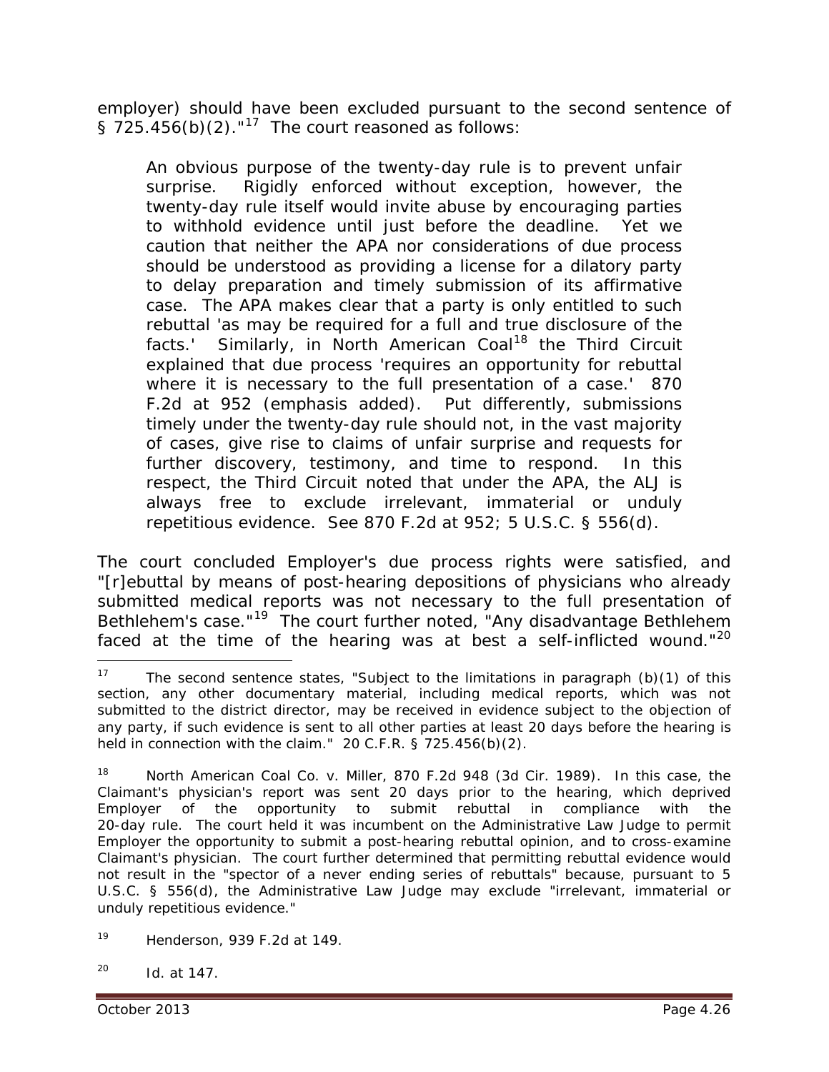employer) should have been excluded pursuant to the second sentence of § 725.456(b)(2)."[17] The court reasoned as follows:

> An obvious purpose of the twenty-day rule is to prevent unfair surprise. Rigidly enforced without exception, however, the twenty-day rule itself would invite abuse by encouraging parties to withhold evidence until just before the deadline. Yet we caution that neither the APA nor considerations of due process should be understood as providing a license for a dilatory party to delay preparation and timely submission of its affirmative case. The APA makes clear that a party is only entitled to such rebuttal 'as may be required for a full and true disclosure of the facts.' Similarly, in North American Coal[18] the Third Circuit explained that due process 'requires an opportunity for rebuttal where it is necessary to the full presentation of a case.' 870 F.2d at 952 (emphasis added). Put differently, submissions timely under the twenty-day rule should not, in the vast majority of cases, give rise to claims of unfair surprise and requests for further discovery, testimony, and time to respond. In this respect, the Third Circuit noted that under the APA, the ALJ is always free to exclude irrelevant, immaterial or unduly repetitious evidence. *See* 870 F.2d at 952; 5 U.S.C. § 556(d).

The court concluded Employer's due process rights were satisfied, and "[r]ebuttal by means of post-hearing depositions of physicians who already submitted medical reports was not necessary to the full presentation of Bethlehem's case."[19] The court further noted, "Any disadvantage Bethlehem faced at the time of the hearing was at best a self-inflicted wound."[20]

---

[17] The second sentence states, "Subject to the limitations in paragraph (b)(1) of this section, any other documentary material, including medical reports, which was not submitted to the district director, may be received in evidence subject to the objection of any party, if such evidence is sent to all other parties at least 20 days before the hearing is held in connection with the claim." 20 C.F.R. § 725.456(b)(2).

[18] *North American Coal Co. v. Miller*, 870 F.2d 948 (3d Cir. 1989). In this case, the Claimant's physician's report was sent 20 days prior to the hearing, which deprived Employer of the opportunity to submit rebuttal in compliance with the 20-day rule. The court held it was incumbent on the Administrative Law Judge to permit Employer the opportunity to submit a post-hearing rebuttal opinion, and to cross-examine Claimant's physician. The court further determined that permitting rebuttal evidence would not result in the "spector of a never ending series of rebuttals" because, pursuant to 5 U.S.C. § 556(d), the Administrative Law Judge may exclude "irrelevant, immaterial or unduly repetitious evidence."

[19] *Henderson*, 939 F.2d at 149.

[20] *Id.* at 147.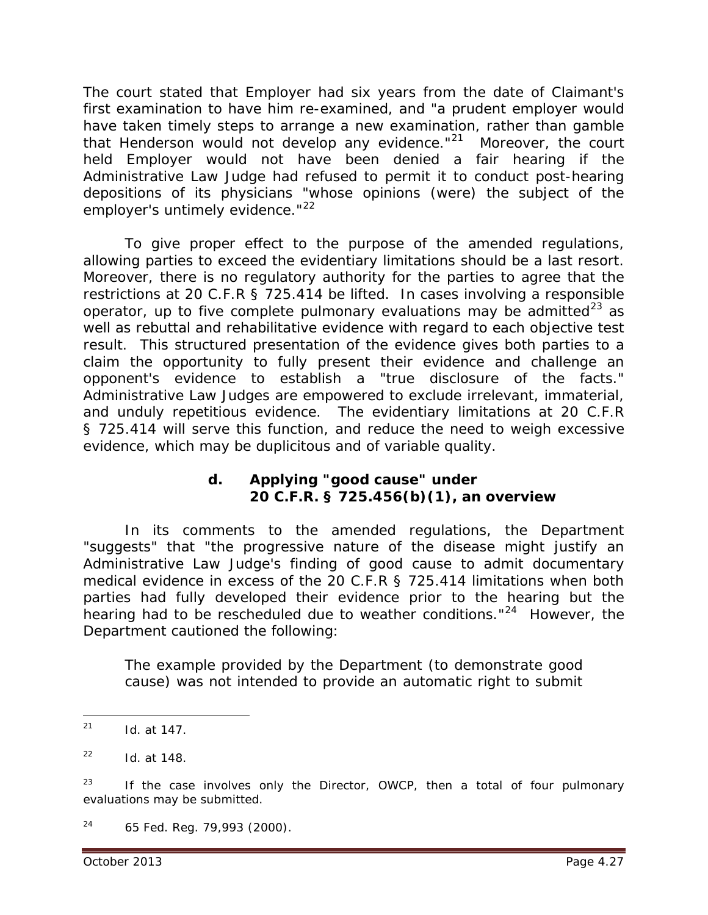The court stated that Employer had six years from the date of Claimant's first examination to have him re-examined, and "a prudent employer would have taken timely steps to arrange a new examination, rather than gamble that Henderson would not develop any evidence."[21] Moreover, the court held Employer would not have been denied a fair hearing if the Administrative Law Judge had refused to permit it to conduct post-hearing depositions of its physicians "whose opinions (were) the subject of the employer's untimely evidence."[22]

To give proper effect to the purpose of the amended regulations, allowing parties to exceed the evidentiary limitations should be a last resort. Moreover, there is no regulatory authority for the parties to agree that the restrictions at 20 C.F.R § 725.414 be lifted. In cases involving a responsible operator, up to five complete pulmonary evaluations may be admitted[23] as well as rebuttal and rehabilitative evidence with regard to each objective test result. This structured presentation of the evidence gives both parties to a claim the opportunity to fully present their evidence and challenge an opponent's evidence to establish a "true disclosure of the facts." Administrative Law Judges are empowered to exclude irrelevant, immaterial, and unduly repetitious evidence. The evidentiary limitations at 20 C.F.R § 725.414 will serve this function, and reduce the need to weigh excessive evidence, which may be duplicitous and of variable quality.

#### d. Applying "good cause" under 20 C.F.R. § 725.456(b)(1), an overview

In its comments to the amended regulations, the Department "suggests" that "the progressive nature of the disease might justify an Administrative Law Judge's finding of good cause to admit documentary medical evidence in excess of the 20 C.F.R § 725.414 limitations when both parties had fully developed their evidence prior to the hearing but the hearing had to be rescheduled due to weather conditions."[24] However, the Department cautioned the following:

> The example provided by the Department (to demonstrate good cause) was not intended to provide an automatic right to submit

---

[21] *Id.* at 147.

[22] *Id.* at 148.

[23] If the case involves only the Director, OWCP, then a total of four pulmonary evaluations may be submitted.

[24] 65 Fed. Reg. 79,993 (2000).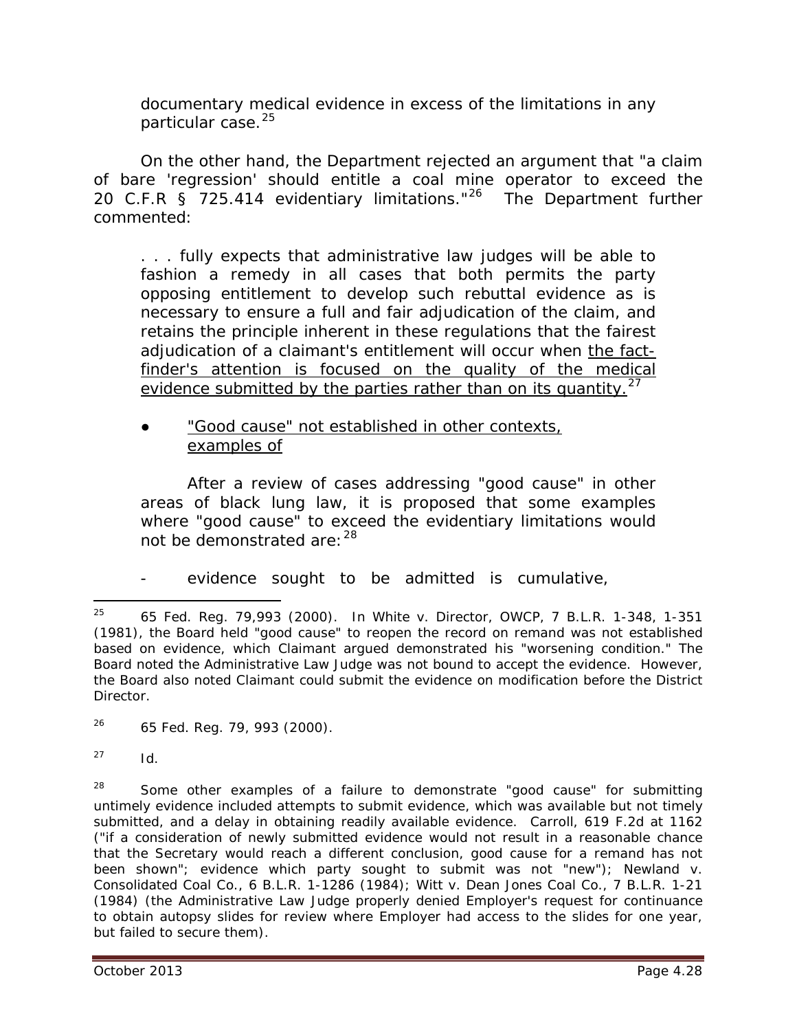documentary medical evidence in excess of the limitations in any particular case.[25]

On the other hand, the Department rejected an argument that "a claim of bare 'regression' should entitle a coal mine operator to exceed the 20 C.F.R § 725.414 evidentiary limitations."[26] The Department further commented:

> . . . fully expects that administrative law judges will be able to fashion a remedy in all cases that both permits the party opposing entitlement to develop such rebuttal evidence as is necessary to ensure a full and fair adjudication of the claim, and retains the principle inherent in these regulations that the fairest adjudication of a claimant's entitlement will occur when <u>the fact-finder's attention is focused on the quality of the medical evidence submitted by the parties rather than on its quantity.</u>[27]

- <u>"Good cause" not established in other contexts, examples of</u>

  After a review of cases addressing "good cause" in other areas of black lung law, it is proposed that some examples where "good cause" to exceed the evidentiary limitations would not be demonstrated are:[28]

  - evidence sought to be admitted is cumulative,

---

[25] 65 Fed. Reg. 79,993 (2000). In *White v. Director, OWCP*, 7 B.L.R. 1-348, 1-351 (1981), the Board held "good cause" to reopen the record on remand was not established based on evidence, which Claimant argued demonstrated his "worsening condition." The Board noted the Administrative Law Judge was not bound to accept the evidence. However, the Board also noted Claimant could submit the evidence on modification before the District Director.

[26] 65 Fed. Reg. 79, 993 (2000).

[27] *Id.*

[28] Some other examples of a failure to demonstrate "good cause" for submitting untimely evidence included attempts to submit evidence, which was available but not timely submitted, and a delay in obtaining readily available evidence. *Carroll*, 619 F.2d at 1162 ("if a consideration of newly submitted evidence would not result in a reasonable chance that the Secretary would reach a different conclusion, good cause for a remand has not been shown"; evidence which party sought to submit was not "new"); *Newland v. Consolidated Coal Co.*, 6 B.L.R. 1-1286 (1984); *Witt v. Dean Jones Coal Co.*, 7 B.L.R. 1-21 (1984) (the Administrative Law Judge properly denied Employer's request for continuance to obtain autopsy slides for review where Employer had access to the slides for one year, but failed to secure them).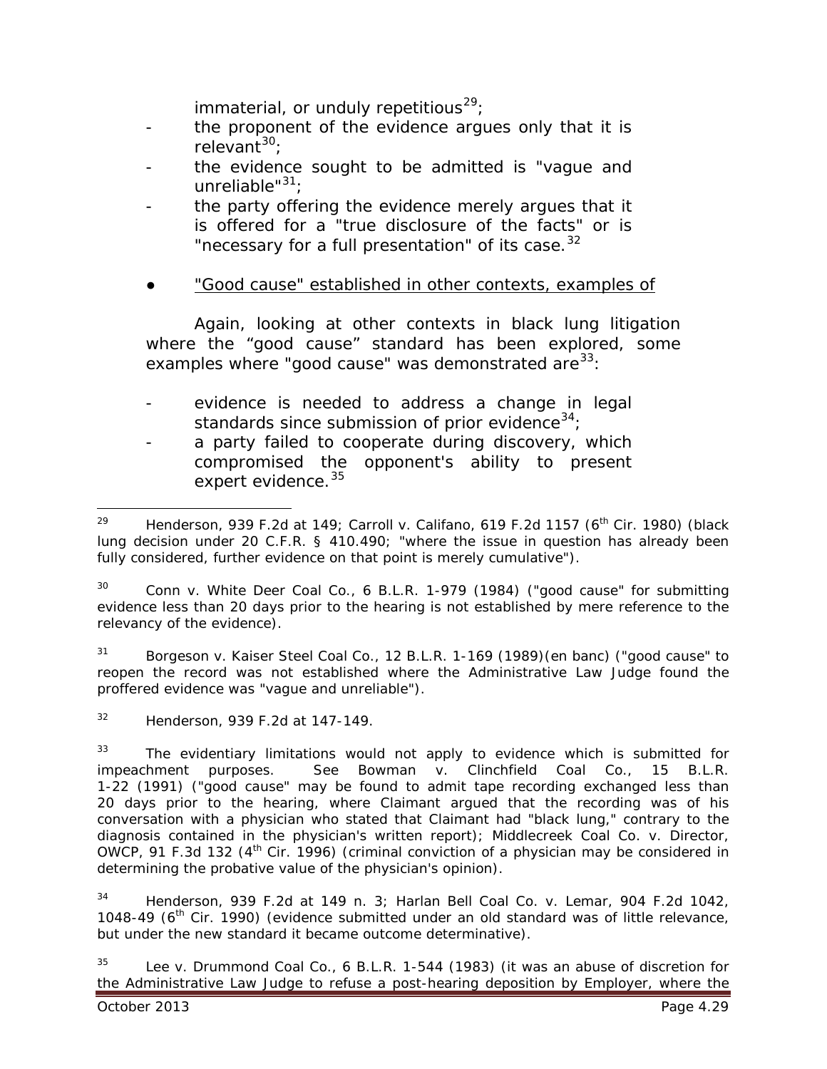immaterial, or unduly repetitious[29];

- the proponent of the evidence argues only that it is relevant[30];
- the evidence sought to be admitted is "vague and unreliable"[31];
- the party offering the evidence merely argues that it is offered for a "true disclosure of the facts" or is "necessary for a full presentation" of its case.[32]

● <u>"Good cause" established in other contexts, examples of</u>

Again, looking at other contexts in black lung litigation where the "good cause" standard has been explored, some examples where "good cause" was demonstrated are[33]:

- evidence is needed to address a change in legal standards since submission of prior evidence[34];
- a party failed to cooperate during discovery, which compromised the opponent's ability to present expert evidence.[35]

---

[29] *Henderson*, 939 F.2d at 149; *Carroll v. Califano*, 619 F.2d 1157 (6th Cir. 1980) (black lung decision under 20 C.F.R. § 410.490; "where the issue in question has already been fully considered, further evidence on that point is merely cumulative").

[30] *Conn v. White Deer Coal Co.*, 6 B.L.R. 1-979 (1984) ("good cause" for submitting evidence less than 20 days prior to the hearing is not established by mere reference to the relevancy of the evidence).

[31] *Borgeson v. Kaiser Steel Coal Co.*, 12 B.L.R. 1-169 (1989)(en banc) ("good cause" to reopen the record was not established where the Administrative Law Judge found the proffered evidence was "vague and unreliable").

[32] *Henderson*, 939 F.2d at 147-149.

[33] The evidentiary limitations would not apply to evidence which is submitted for impeachment purposes. *See Bowman v. Clinchfield Coal Co.*, 15 B.L.R. 1-22 (1991) ("good cause" may be found to admit tape recording exchanged less than 20 days prior to the hearing, where Claimant argued that the recording was of his conversation with a physician who stated that Claimant had "black lung," contrary to the diagnosis contained in the physician's written report); *Middlecreek Coal Co. v. Director, OWCP*, 91 F.3d 132 (4th Cir. 1996) (criminal conviction of a physician may be considered in determining the probative value of the physician's opinion).

[34] *Henderson*, 939 F.2d at 149 n. 3; *Harlan Bell Coal Co. v. Lemar*, 904 F.2d 1042, 1048-49 (6th Cir. 1990) (evidence submitted under an old standard was of little relevance, but under the new standard it became outcome determinative).

[35] *Lee v. Drummond Coal Co.*, 6 B.L.R. 1-544 (1983) (it was an abuse of discretion for the Administrative Law Judge to refuse a post-hearing deposition by Employer, where the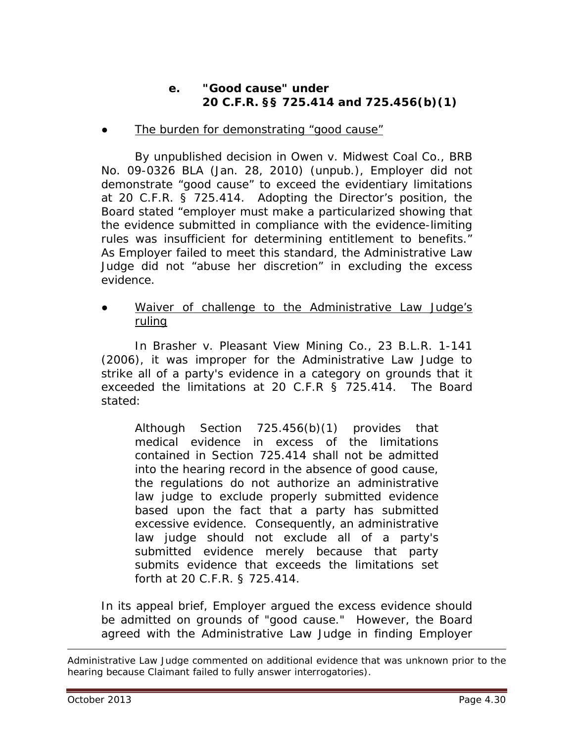#### e. "Good cause" under 20 C.F.R. §§ 725.414 and 725.456(b)(1)

- <u>The burden for demonstrating "good cause"</u>

By unpublished decision in *Owen v. Midwest Coal Co.*, BRB No. 09-0326 BLA (Jan. 28, 2010) (unpub.), Employer did not demonstrate "good cause" to exceed the evidentiary limitations at 20 C.F.R. § 725.414. Adopting the Director's position, the Board stated "employer must make a particularized showing that the evidence submitted in compliance with the evidence-limiting rules was insufficient for determining entitlement to benefits." As Employer failed to meet this standard, the Administrative Law Judge did not "abuse her discretion" in excluding the excess evidence.

- <u>Waiver of challenge to the Administrative Law Judge's ruling</u>

In *Brasher v. Pleasant View Mining Co.*, 23 B.L.R. 1-141 (2006), it was improper for the Administrative Law Judge to strike all of a party's evidence in a category on grounds that it exceeded the limitations at 20 C.F.R § 725.414. The Board stated:

> Although Section 725.456(b)(1) provides that medical evidence in excess of the limitations contained in Section 725.414 shall not be admitted into the hearing record in the absence of good cause, the regulations do not authorize an administrative law judge to exclude properly submitted evidence based upon the fact that a party has submitted excessive evidence. Consequently, an administrative law judge should not exclude all of a party's submitted evidence merely because that party submits evidence that exceeds the limitations set forth at 20 C.F.R. § 725.414.

In its appeal brief, Employer argued the excess evidence should be admitted on grounds of "good cause." However, the Board agreed with the Administrative Law Judge in finding Employer

---

Administrative Law Judge commented on additional evidence that was unknown prior to the hearing because Claimant failed to fully answer interrogatories).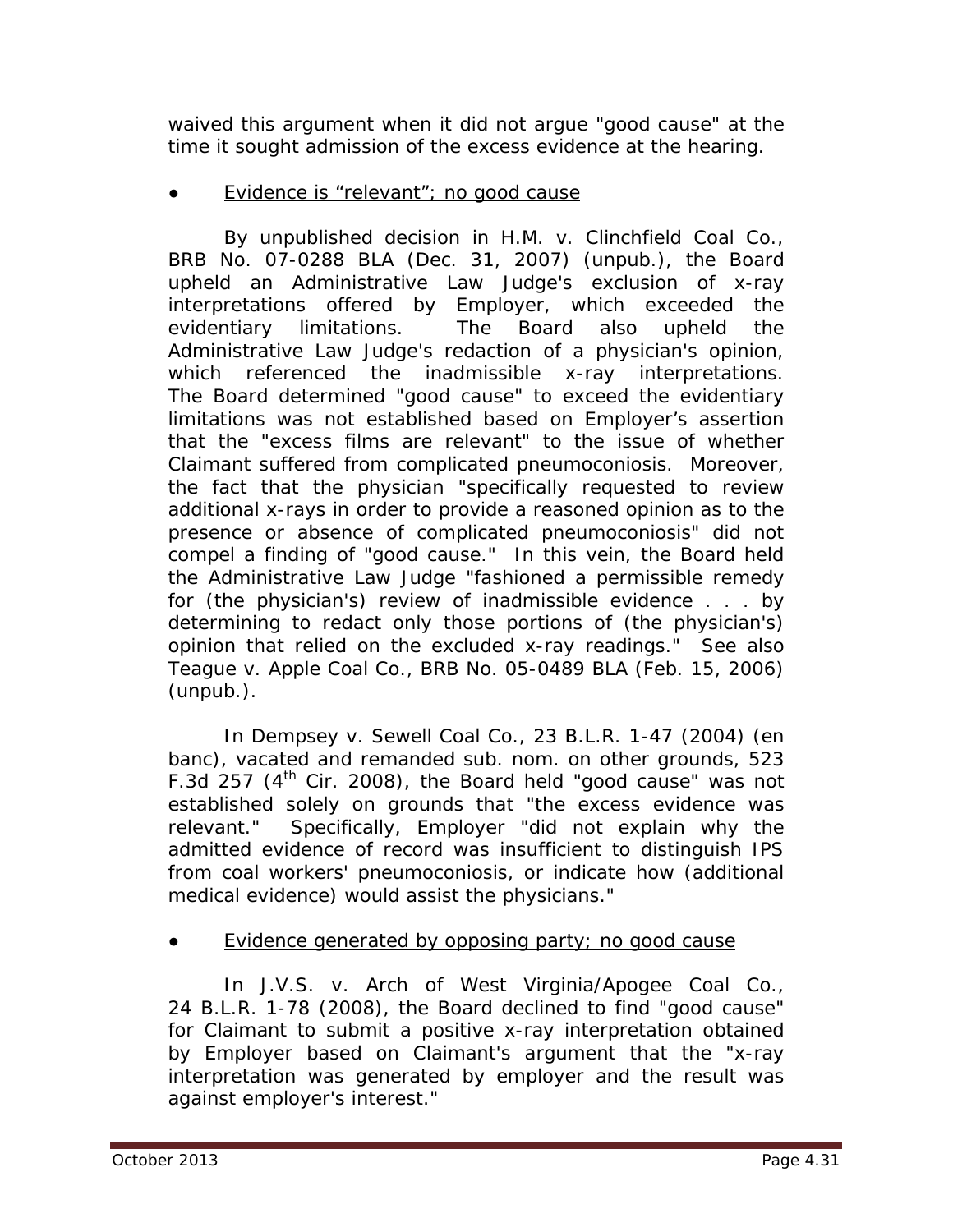waived this argument when it did not argue "good cause" at the time it sought admission of the excess evidence at the hearing.

- Evidence is "relevant"; no good cause

By unpublished decision in *H.M. v. Clinchfield Coal Co.*, BRB No. 07-0288 BLA (Dec. 31, 2007) (unpub.), the Board upheld an Administrative Law Judge's exclusion of x-ray interpretations offered by Employer, which exceeded the evidentiary limitations. The Board also upheld the Administrative Law Judge's redaction of a physician's opinion, which referenced the inadmissible x-ray interpretations. The Board determined "good cause" to exceed the evidentiary limitations was not established based on Employer's assertion that the "excess films are relevant" to the issue of whether Claimant suffered from complicated pneumoconiosis. Moreover, the fact that the physician "specifically requested to review additional x-rays in order to provide a reasoned opinion as to the presence or absence of complicated pneumoconiosis" did not compel a finding of "good cause." In this vein, the Board held the Administrative Law Judge "fashioned a permissible remedy for (the physician's) review of inadmissible evidence . . . by determining to redact only those portions of (the physician's) opinion that relied on the excluded x-ray readings." *See also Teague v. Apple Coal Co.*, BRB No. 05-0489 BLA (Feb. 15, 2006) (unpub.).

In *Dempsey v. Sewell Coal Co.*, 23 B.L.R. 1-47 (2004) (en banc), *vacated and remanded sub. nom. on other grounds*, 523 F.3d 257 (4th Cir. 2008), the Board held "good cause" was not established solely on grounds that "the excess evidence was relevant." Specifically, Employer "did not explain why the admitted evidence of record was insufficient to distinguish IPS from coal workers' pneumoconiosis, or indicate how (additional medical evidence) would assist the physicians."

- Evidence generated by opposing party; no good cause

In *J.V.S. v. Arch of West Virginia/Apogee Coal Co.*, 24 B.L.R. 1-78 (2008), the Board declined to find "good cause" for Claimant to submit a positive x-ray interpretation obtained by Employer based on Claimant's argument that the "x-ray interpretation was generated by employer and the result was against employer's interest."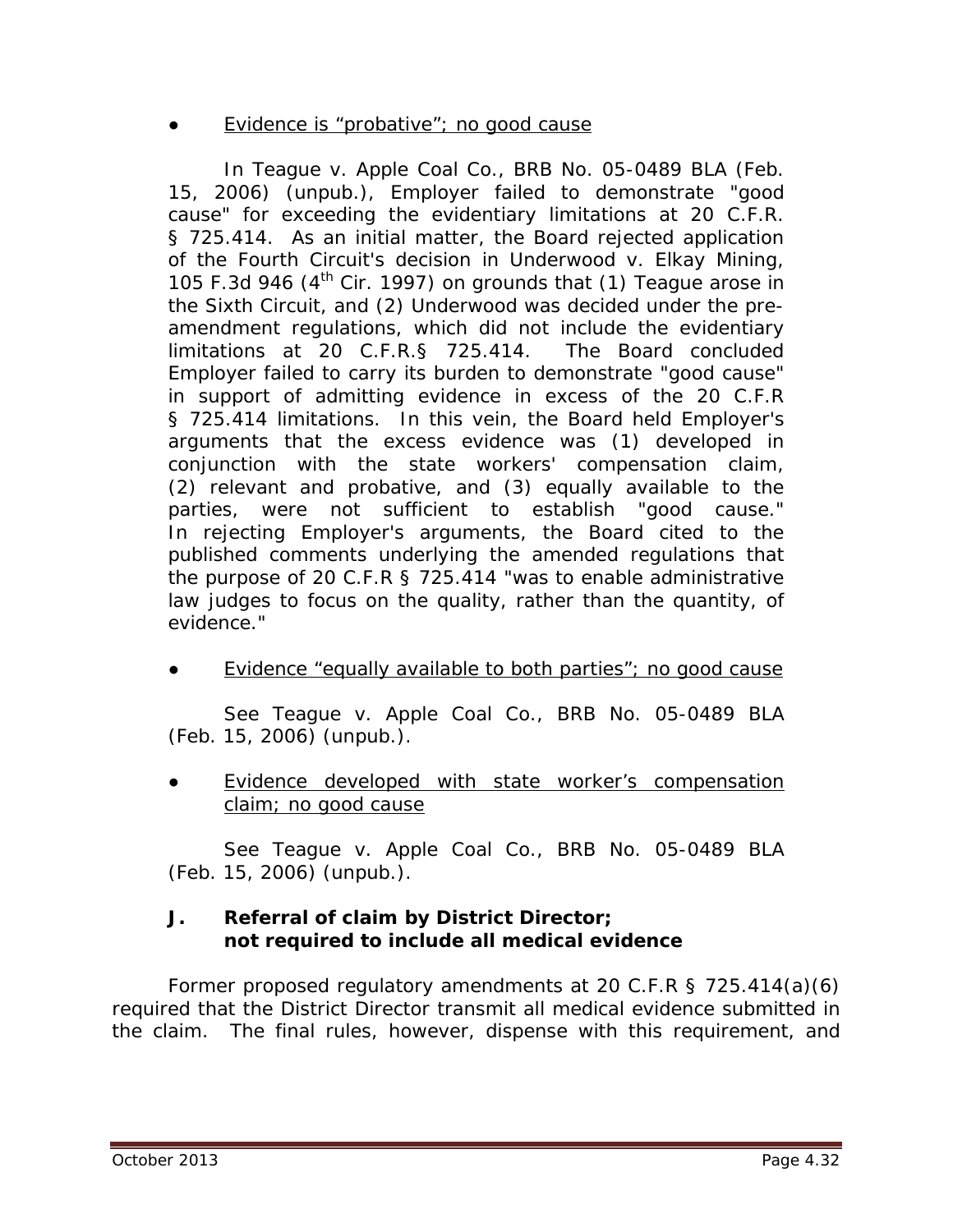- Evidence is "probative"; no good cause

In *Teague v. Apple Coal Co.*, BRB No. 05-0489 BLA (Feb. 15, 2006) (unpub.), Employer failed to demonstrate "good cause" for exceeding the evidentiary limitations at 20 C.F.R. § 725.414. As an initial matter, the Board rejected application of the Fourth Circuit's decision in *Underwood v. Elkay Mining*, 105 F.3d 946 (4th Cir. 1997) on grounds that (1) *Teague* arose in the Sixth Circuit, and (2) *Underwood* was decided under the pre-amendment regulations, which did not include the evidentiary limitations at 20 C.F.R.§ 725.414. The Board concluded Employer failed to carry its burden to demonstrate "good cause" in support of admitting evidence in excess of the 20 C.F.R § 725.414 limitations. In this vein, the Board held Employer's arguments that the excess evidence was (1) developed in conjunction with the state workers' compensation claim, (2) relevant and probative, and (3) equally available to the parties, were not sufficient to establish "good cause." In rejecting Employer's arguments, the Board cited to the published comments underlying the amended regulations that the purpose of 20 C.F.R § 725.414 "was to enable administrative law judges to focus on the quality, rather than the quantity, of evidence."

- Evidence "equally available to both parties"; no good cause

See *Teague v. Apple Coal Co.*, BRB No. 05-0489 BLA (Feb. 15, 2006) (unpub.).

- Evidence developed with state worker's compensation claim; no good cause

See *Teague v. Apple Coal Co.*, BRB No. 05-0489 BLA (Feb. 15, 2006) (unpub.).

### J. Referral of claim by District Director; not required to include all medical evidence

Former proposed regulatory amendments at 20 C.F.R § 725.414(a)(6) required that the District Director transmit all medical evidence submitted in the claim. The final rules, however, dispense with this requirement, and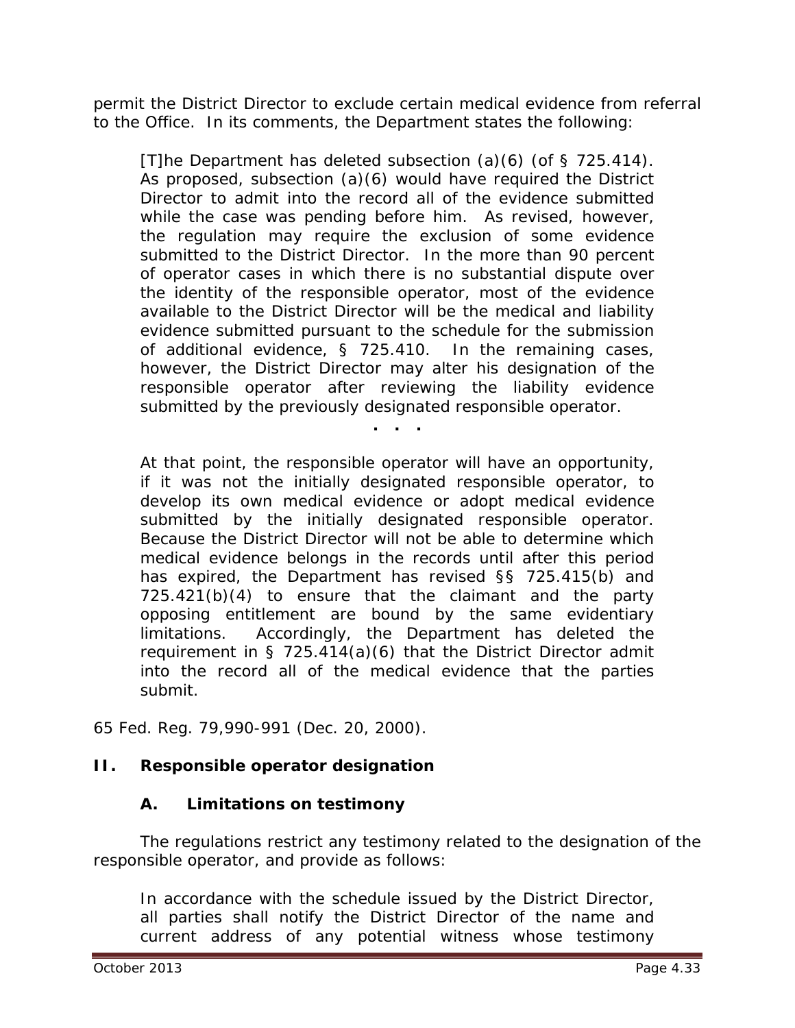permit the District Director to exclude certain medical evidence from referral to the Office. In its comments, the Department states the following:

> [T]he Department has deleted subsection (a)(6) (of § 725.414). As proposed, subsection (a)(6) would have required the District Director to admit into the record all of the evidence submitted while the case was pending before him. As revised, however, the regulation may require the exclusion of some evidence submitted to the District Director. In the more than 90 percent of operator cases in which there is no substantial dispute over the identity of the responsible operator, most of the evidence available to the District Director will be the medical and liability evidence submitted pursuant to the schedule for the submission of additional evidence, § 725.410. In the remaining cases, however, the District Director may alter his designation of the responsible operator after reviewing the liability evidence submitted by the previously designated responsible operator.
>
> . . .
>
> At that point, the responsible operator will have an opportunity, if it was not the initially designated responsible operator, to develop its own medical evidence or adopt medical evidence submitted by the initially designated responsible operator. Because the District Director will not be able to determine which medical evidence belongs in the records until after this period has expired, the Department has revised §§ 725.415(b) and 725.421(b)(4) to ensure that the claimant and the party opposing entitlement are bound by the same evidentiary limitations. Accordingly, the Department has deleted the requirement in § 725.414(a)(6) that the District Director admit into the record all of the medical evidence that the parties submit.

65 Fed. Reg. 79,990-991 (Dec. 20, 2000).

## II. Responsible operator designation

### A. Limitations on testimony

The regulations restrict any testimony related to the designation of the responsible operator, and provide as follows:

> In accordance with the schedule issued by the District Director, all parties shall notify the District Director of the name and current address of any potential witness whose testimony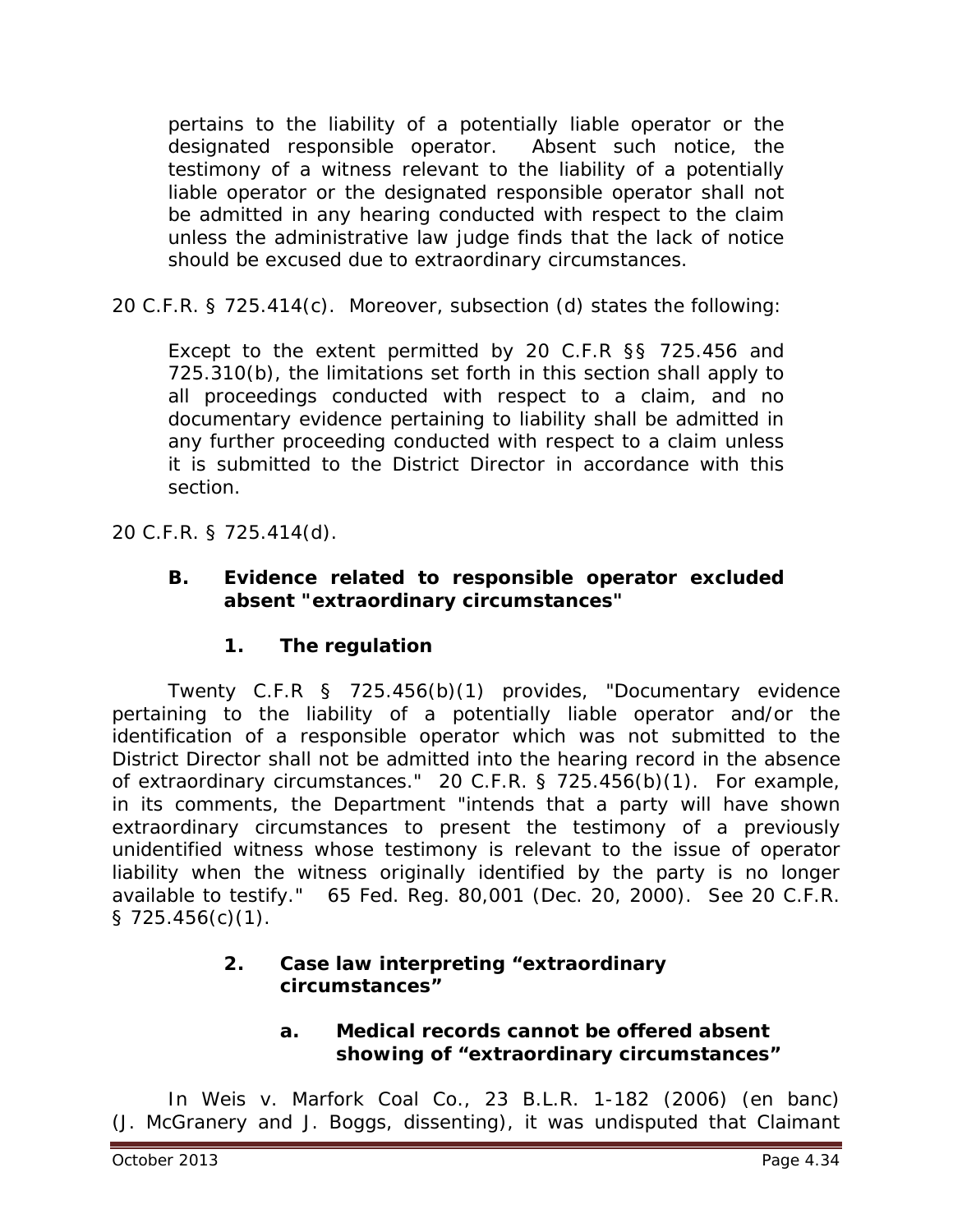> pertains to the liability of a potentially liable operator or the designated responsible operator. Absent such notice, the testimony of a witness relevant to the liability of a potentially liable operator or the designated responsible operator shall not be admitted in any hearing conducted with respect to the claim unless the administrative law judge finds that the lack of notice should be excused due to extraordinary circumstances.

20 C.F.R. § 725.414(c). Moreover, subsection (d) states the following:

> Except to the extent permitted by 20 C.F.R §§ 725.456 and 725.310(b), the limitations set forth in this section shall apply to all proceedings conducted with respect to a claim, and no documentary evidence pertaining to liability shall be admitted in any further proceeding conducted with respect to a claim unless it is submitted to the District Director in accordance with this section.

20 C.F.R. § 725.414(d).

### B. Evidence related to responsible operator excluded absent "extraordinary circumstances"

#### 1. The regulation

Twenty C.F.R § 725.456(b)(1) provides, "Documentary evidence pertaining to the liability of a potentially liable operator and/or the identification of a responsible operator which was not submitted to the District Director shall not be admitted into the hearing record in the absence of extraordinary circumstances." 20 C.F.R. § 725.456(b)(1). For example, in its comments, the Department "intends that a party will have shown extraordinary circumstances to present the testimony of a previously unidentified witness whose testimony is relevant to the issue of operator liability when the witness originally identified by the party is no longer available to testify." 65 Fed. Reg. 80,001 (Dec. 20, 2000). *See* 20 C.F.R. § 725.456(c)(1).

#### 2. Case law interpreting "extraordinary circumstances"

##### a. Medical records cannot be offered absent showing of "extraordinary circumstances"

In *Weis v. Marfork Coal Co.*, 23 B.L.R. 1-182 (2006) (en banc) (J. McGranery and J. Boggs, dissenting), it was undisputed that Claimant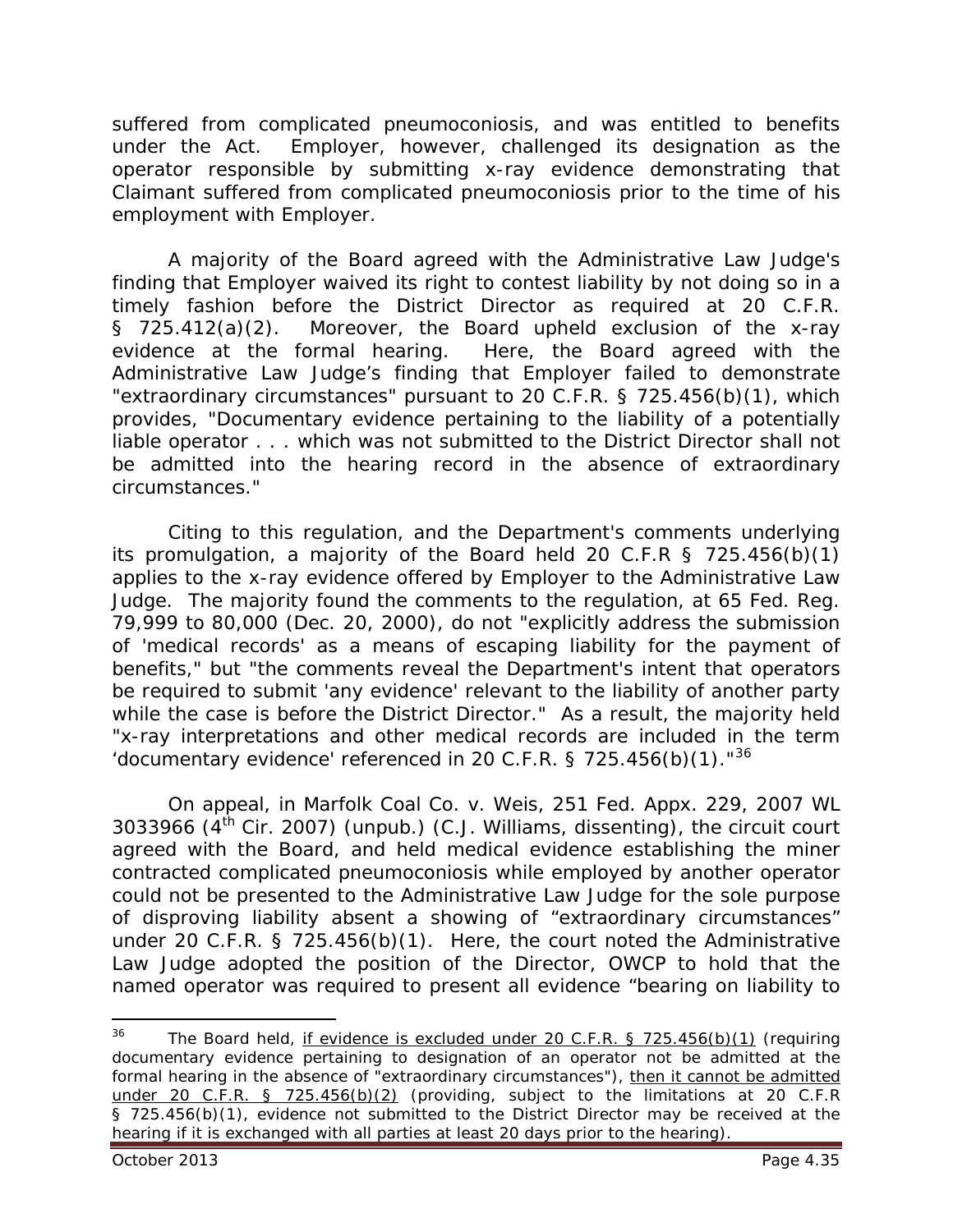suffered from complicated pneumoconiosis, and was entitled to benefits under the Act. Employer, however, challenged its designation as the operator responsible by submitting x-ray evidence demonstrating that Claimant suffered from complicated pneumoconiosis prior to the time of his employment with Employer.

A majority of the Board agreed with the Administrative Law Judge's finding that Employer waived its right to contest liability by not doing so in a timely fashion before the District Director as required at 20 C.F.R. § 725.412(a)(2). Moreover, the Board upheld exclusion of the x-ray evidence at the formal hearing. Here, the Board agreed with the Administrative Law Judge's finding that Employer failed to demonstrate "extraordinary circumstances" pursuant to 20 C.F.R. § 725.456(b)(1), which provides, "Documentary evidence pertaining to the liability of a potentially liable operator . . . which was not submitted to the District Director shall not be admitted into the hearing record in the absence of extraordinary circumstances."

Citing to this regulation, and the Department's comments underlying its promulgation, a majority of the Board held 20 C.F.R § 725.456(b)(1) applies to the x-ray evidence offered by Employer to the Administrative Law Judge. The majority found the comments to the regulation, at 65 Fed. Reg. 79,999 to 80,000 (Dec. 20, 2000), do not "explicitly address the submission of 'medical records' as a means of escaping liability for the payment of benefits," but "the comments reveal the Department's intent that operators be required to submit 'any evidence' relevant to the liability of another party while the case is before the District Director." As a result, the majority held "x-ray interpretations and other medical records are included in the term 'documentary evidence' referenced in 20 C.F.R. § 725.456(b)(1)."[36]

On appeal, in *Marfolk Coal Co. v. Weis*, 251 Fed. Appx. 229, 2007 WL 3033966 (4th Cir. 2007) (unpub.) (C.J. Williams, dissenting), the circuit court agreed with the Board, and held medical evidence establishing the miner contracted complicated pneumoconiosis while employed by another operator could not be presented to the Administrative Law Judge for the sole purpose of disproving liability absent a showing of "extraordinary circumstances" under 20 C.F.R. § 725.456(b)(1). Here, the court noted the Administrative Law Judge adopted the position of the Director, OWCP to hold that the named operator was required to present all evidence "bearing on liability to

---

[36] The Board held, if evidence is excluded under 20 C.F.R. § 725.456(b)(1) (requiring documentary evidence pertaining to designation of an operator not be admitted at the formal hearing in the absence of "extraordinary circumstances"), then it cannot be admitted under 20 C.F.R. § 725.456(b)(2) (providing, subject to the limitations at 20 C.F.R § 725.456(b)(1), evidence not submitted to the District Director may be received at the hearing if it is exchanged with all parties at least 20 days prior to the hearing).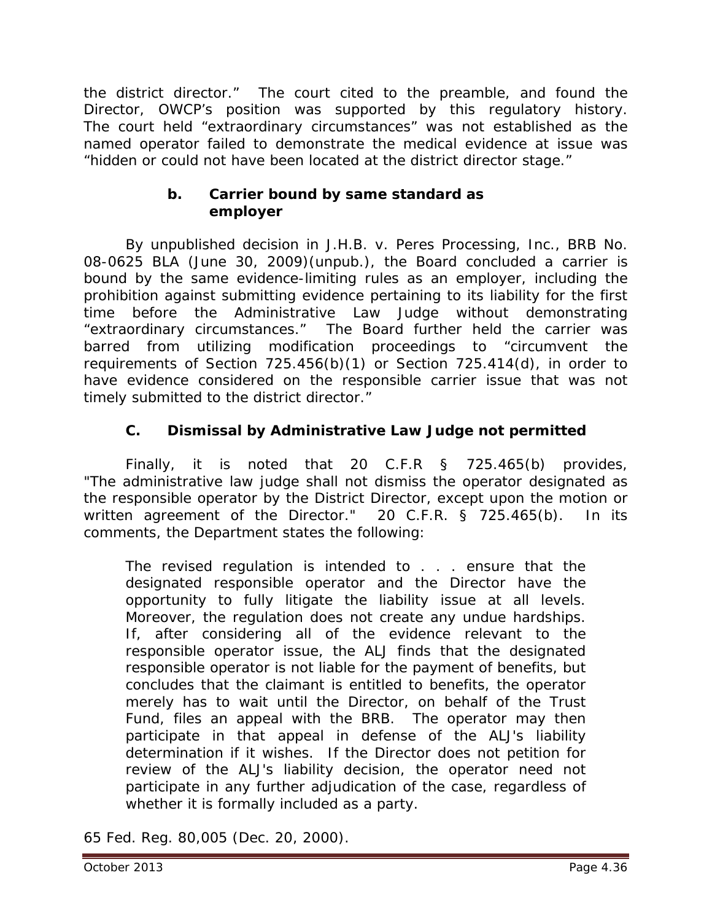the district director." The court cited to the preamble, and found the Director, OWCP's position was supported by this regulatory history. The court held "extraordinary circumstances" was not established as the named operator failed to demonstrate the medical evidence at issue was "hidden or could not have been located at the district director stage."

#### b. Carrier bound by same standard as employer

By unpublished decision in J.H.B. v. Peres Processing, Inc., BRB No. 08-0625 BLA (June 30, 2009)(unpub.), the Board concluded a carrier is bound by the same evidence-limiting rules as an employer, including the prohibition against submitting evidence pertaining to its liability for the first time before the Administrative Law Judge without demonstrating "extraordinary circumstances." The Board further held the carrier was barred from utilizing modification proceedings to "circumvent the requirements of Section 725.456(b)(1) or Section 725.414(d), in order to have evidence considered on the responsible carrier issue that was not timely submitted to the district director."

### C. Dismissal by Administrative Law Judge not permitted

Finally, it is noted that 20 C.F.R § 725.465(b) provides, "The administrative law judge shall not dismiss the operator designated as the responsible operator by the District Director, except upon the motion or written agreement of the Director." 20 C.F.R. § 725.465(b). In its comments, the Department states the following:

> The revised regulation is intended to . . . ensure that the designated responsible operator and the Director have the opportunity to fully litigate the liability issue at all levels. Moreover, the regulation does not create any undue hardships. If, after considering all of the evidence relevant to the responsible operator issue, the ALJ finds that the designated responsible operator is not liable for the payment of benefits, but concludes that the claimant is entitled to benefits, the operator merely has to wait until the Director, on behalf of the Trust Fund, files an appeal with the BRB. The operator may then participate in that appeal in defense of the ALJ's liability determination if it wishes. If the Director does not petition for review of the ALJ's liability decision, the operator need not participate in any further adjudication of the case, regardless of whether it is formally included as a party.

65 Fed. Reg. 80,005 (Dec. 20, 2000).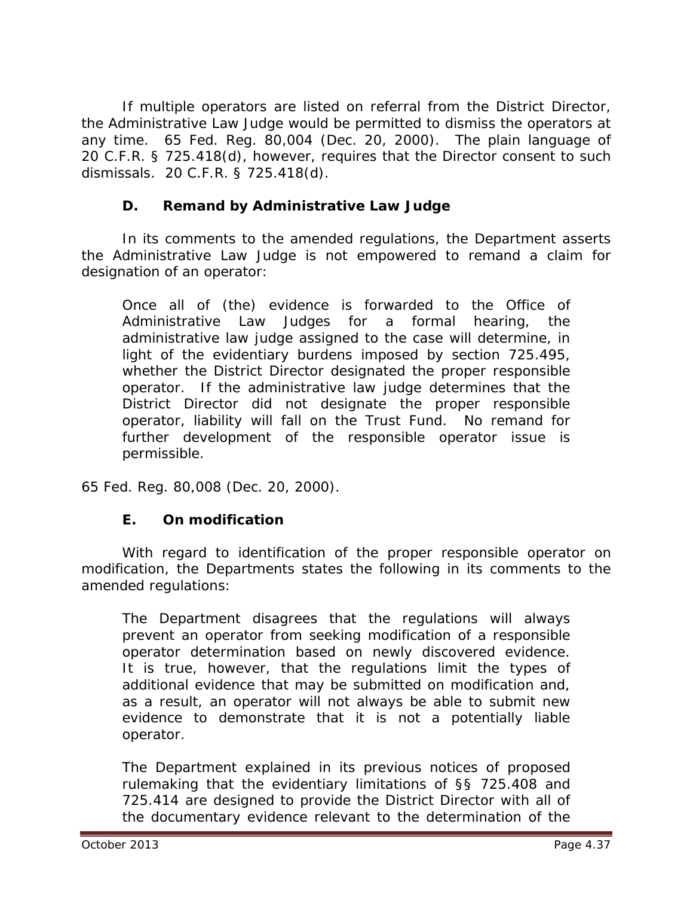If multiple operators are listed on referral from the District Director, the Administrative Law Judge would be permitted to dismiss the operators at any time. 65 Fed. Reg. 80,004 (Dec. 20, 2000). The plain language of 20 C.F.R. § 725.418(d), however, requires that the Director consent to such dismissals. 20 C.F.R. § 725.418(d).

### D. Remand by Administrative Law Judge

In its comments to the amended regulations, the Department asserts the Administrative Law Judge is not empowered to remand a claim for designation of an operator:

> Once all of (the) evidence is forwarded to the Office of Administrative Law Judges for a formal hearing, the administrative law judge assigned to the case will determine, in light of the evidentiary burdens imposed by section 725.495, whether the District Director designated the proper responsible operator. If the administrative law judge determines that the District Director did not designate the proper responsible operator, liability will fall on the Trust Fund. No remand for further development of the responsible operator issue is permissible.

65 Fed. Reg. 80,008 (Dec. 20, 2000).

### E. On modification

With regard to identification of the proper responsible operator on modification, the Departments states the following in its comments to the amended regulations:

> The Department disagrees that the regulations will always prevent an operator from seeking modification of a responsible operator determination based on newly discovered evidence. It is true, however, that the regulations limit the types of additional evidence that may be submitted on modification and, as a result, an operator will not always be able to submit new evidence to demonstrate that it is not a potentially liable operator.
>
> The Department explained in its previous notices of proposed rulemaking that the evidentiary limitations of §§ 725.408 and 725.414 are designed to provide the District Director with all of the documentary evidence relevant to the determination of the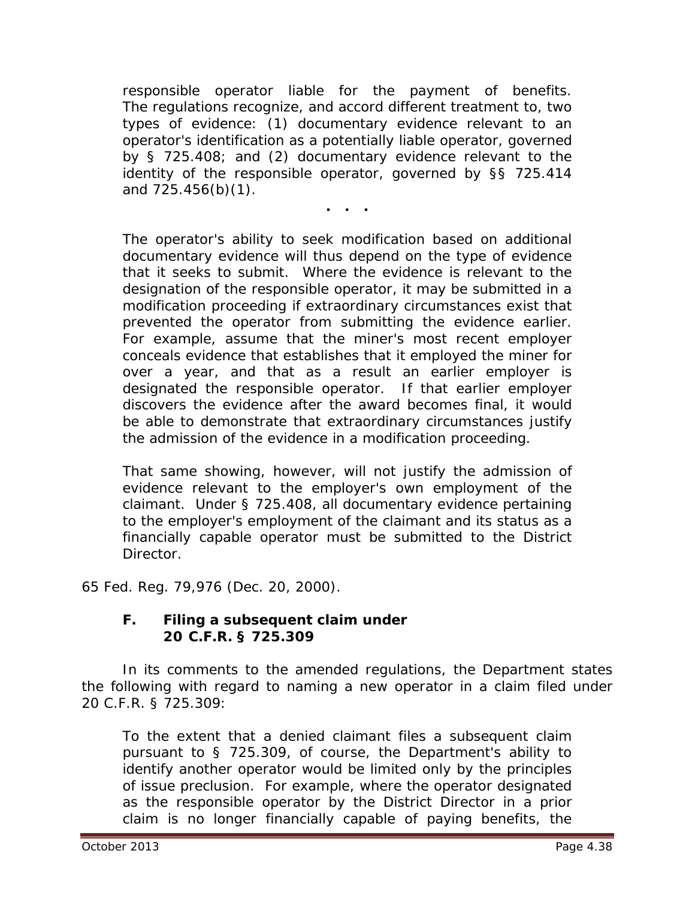> responsible operator liable for the payment of benefits. The regulations recognize, and accord different treatment to, two types of evidence: (1) documentary evidence relevant to an operator's identification as a potentially liable operator, governed by § 725.408; and (2) documentary evidence relevant to the identity of the responsible operator, governed by §§ 725.414 and 725.456(b)(1).
>
> . . .
>
> The operator's ability to seek modification based on additional documentary evidence will thus depend on the type of evidence that it seeks to submit. Where the evidence is relevant to the designation of the responsible operator, it may be submitted in a modification proceeding if extraordinary circumstances exist that prevented the operator from submitting the evidence earlier. For example, assume that the miner's most recent employer conceals evidence that establishes that it employed the miner for over a year, and that as a result an earlier employer is designated the responsible operator. If that earlier employer discovers the evidence after the award becomes final, it would be able to demonstrate that extraordinary circumstances justify the admission of the evidence in a modification proceeding.
>
> That same showing, however, will not justify the admission of evidence relevant to the employer's own employment of the claimant. Under § 725.408, all documentary evidence pertaining to the employer's employment of the claimant and its status as a financially capable operator must be submitted to the District Director.

65 Fed. Reg. 79,976 (Dec. 20, 2000).

### F. Filing a subsequent claim under 20 C.F.R. § 725.309

In its comments to the amended regulations, the Department states the following with regard to naming a new operator in a claim filed under 20 C.F.R. § 725.309:

> To the extent that a denied claimant files a subsequent claim pursuant to § 725.309, of course, the Department's ability to identify another operator would be limited only by the principles of issue preclusion. For example, where the operator designated as the responsible operator by the District Director in a prior claim is no longer financially capable of paying benefits, the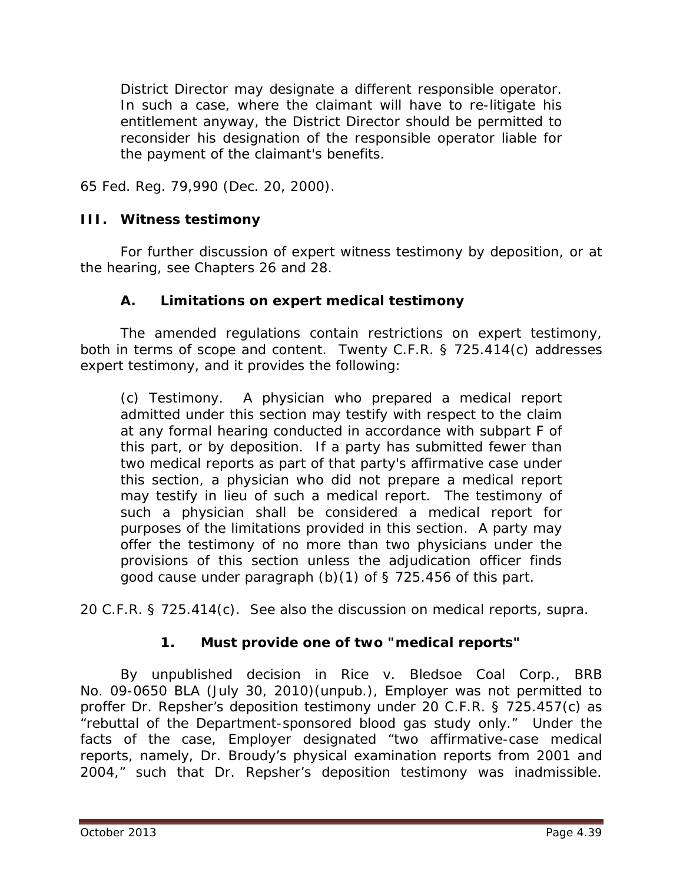District Director may designate a different responsible operator. In such a case, where the claimant will have to re-litigate his entitlement anyway, the District Director should be permitted to reconsider his designation of the responsible operator liable for the payment of the claimant's benefits.

65 Fed. Reg. 79,990 (Dec. 20, 2000).

## III. Witness testimony

For further discussion of expert witness testimony by deposition, or at the hearing, see Chapters 26 and 28.

### A. Limitations on expert medical testimony

The amended regulations contain restrictions on expert testimony, both in terms of scope and content. Twenty C.F.R. § 725.414(c) addresses expert testimony, and it provides the following:

> (c) Testimony. A physician who prepared a medical report admitted under this section may testify with respect to the claim at any formal hearing conducted in accordance with subpart F of this part, or by deposition. If a party has submitted fewer than two medical reports as part of that party's affirmative case under this section, a physician who did not prepare a medical report may testify in lieu of such a medical report. The testimony of such a physician shall be considered a medical report for purposes of the limitations provided in this section. A party may offer the testimony of no more than two physicians under the provisions of this section unless the adjudication officer finds good cause under paragraph (b)(1) of § 725.456 of this part.

20 C.F.R. § 725.414(c). See also the discussion on medical reports, *supra*.

#### 1. Must provide one of two "medical reports"

By unpublished decision in *Rice v. Bledsoe Coal Corp.*, BRB No. 09-0650 BLA (July 30, 2010)(unpub.), Employer was not permitted to proffer Dr. Repsher's deposition testimony under 20 C.F.R. § 725.457(c) as "rebuttal of the Department-sponsored blood gas study only." Under the facts of the case, Employer designated "two affirmative-case medical reports, namely, Dr. Broudy's physical examination reports from 2001 and 2004," such that Dr. Repsher's deposition testimony was inadmissible.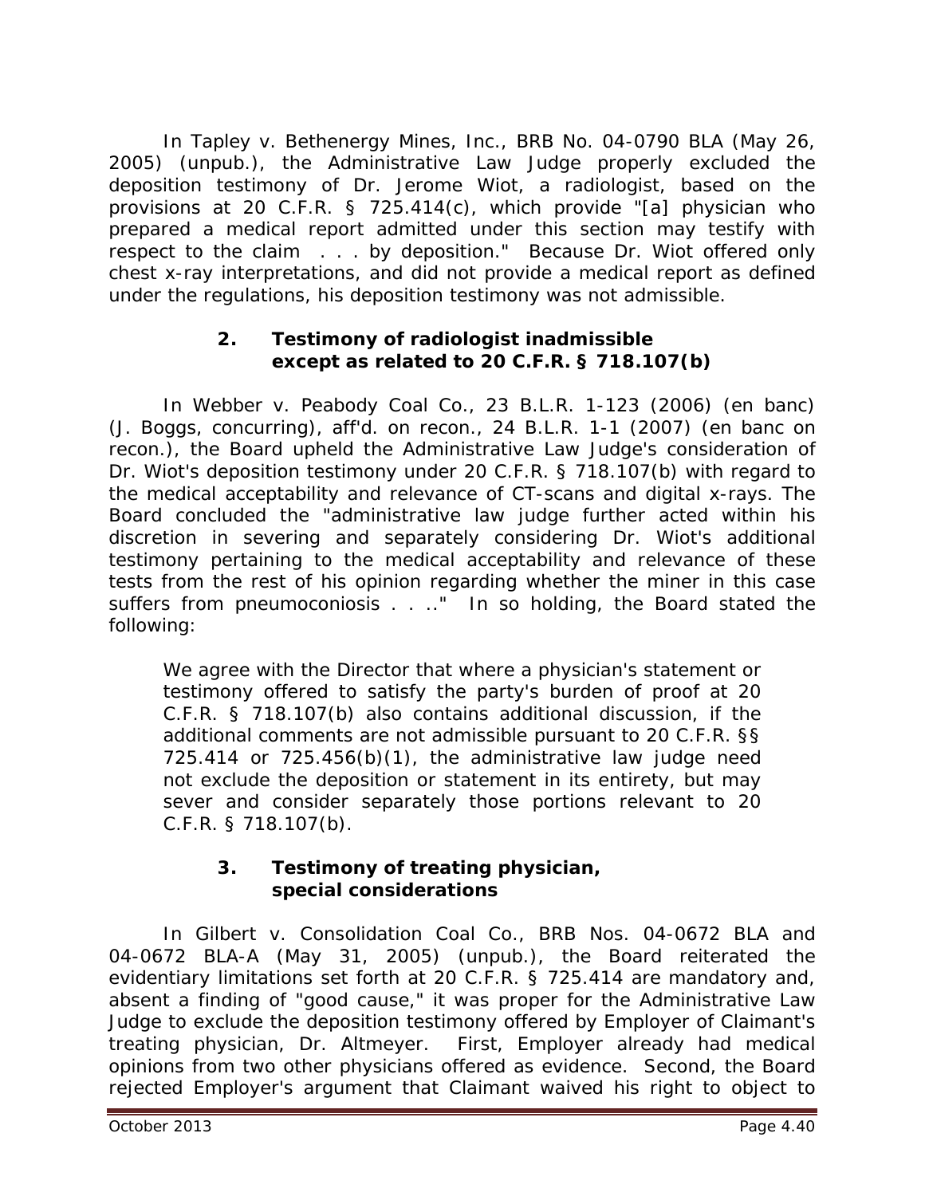In Tapley v. Bethenergy Mines, Inc., BRB No. 04-0790 BLA (May 26, 2005) (unpub.), the Administrative Law Judge properly excluded the deposition testimony of Dr. Jerome Wiot, a radiologist, based on the provisions at 20 C.F.R. § 725.414(c), which provide "[a] physician who prepared a medical report admitted under this section may testify with respect to the claim . . . by deposition." Because Dr. Wiot offered only chest x-ray interpretations, and did not provide a medical report as defined under the regulations, his deposition testimony was not admissible.

### 2. Testimony of radiologist inadmissible except as related to 20 C.F.R. § 718.107(b)

In Webber v. Peabody Coal Co., 23 B.L.R. 1-123 (2006) (en banc) (J. Boggs, concurring), aff'd. on recon., 24 B.L.R. 1-1 (2007) (en banc on recon.), the Board upheld the Administrative Law Judge's consideration of Dr. Wiot's deposition testimony under 20 C.F.R. § 718.107(b) with regard to the medical acceptability and relevance of CT-scans and digital x-rays. The Board concluded the "administrative law judge further acted within his discretion in severing and separately considering Dr. Wiot's additional testimony pertaining to the medical acceptability and relevance of these tests from the rest of his opinion regarding whether the miner in this case suffers from pneumoconiosis . . .." In so holding, the Board stated the following:

> We agree with the Director that where a physician's statement or testimony offered to satisfy the party's burden of proof at 20 C.F.R. § 718.107(b) also contains additional discussion, if the additional comments are not admissible pursuant to 20 C.F.R. §§ 725.414 or 725.456(b)(1), the administrative law judge need not exclude the deposition or statement in its entirety, but may sever and consider separately those portions relevant to 20 C.F.R. § 718.107(b).

### 3. Testimony of treating physician, special considerations

In Gilbert v. Consolidation Coal Co., BRB Nos. 04-0672 BLA and 04-0672 BLA-A (May 31, 2005) (unpub.), the Board reiterated the evidentiary limitations set forth at 20 C.F.R. § 725.414 are mandatory and, absent a finding of "good cause," it was proper for the Administrative Law Judge to exclude the deposition testimony offered by Employer of Claimant's treating physician, Dr. Altmeyer. First, Employer already had medical opinions from two other physicians offered as evidence. Second, the Board rejected Employer's argument that Claimant waived his right to object to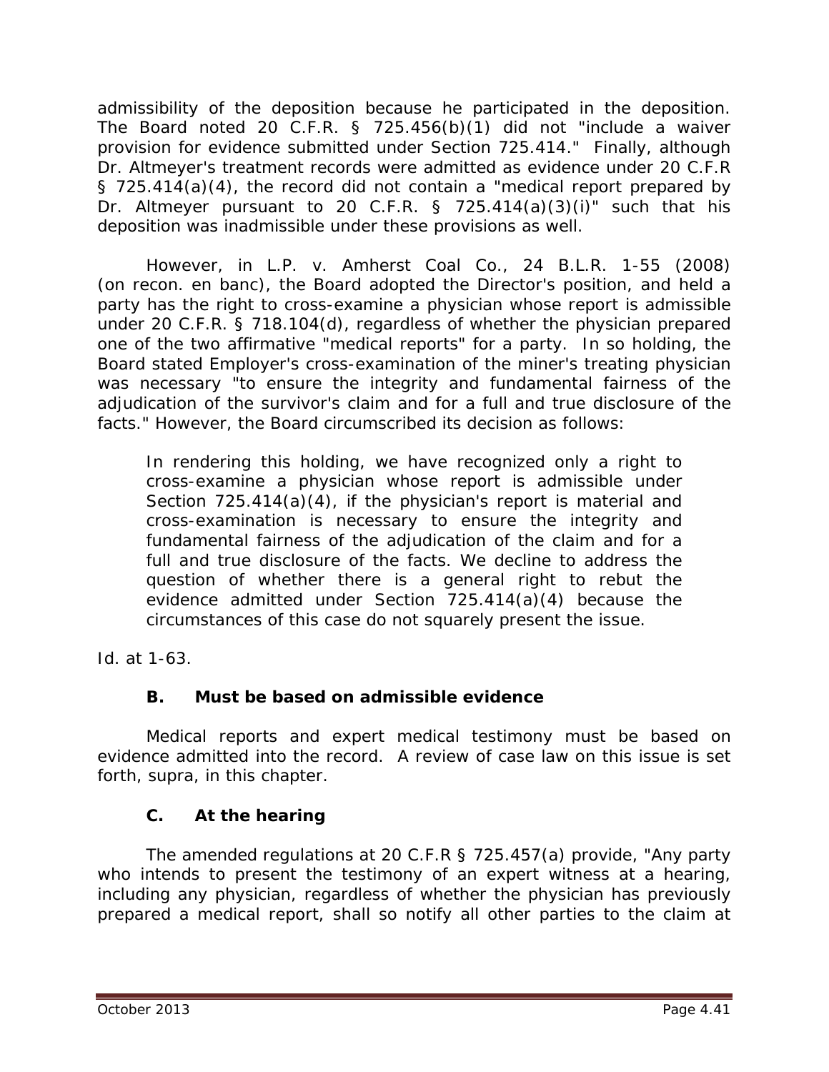admissibility of the deposition because he participated in the deposition. The Board noted 20 C.F.R. § 725.456(b)(1) did not "include a waiver provision for evidence submitted under Section 725.414." Finally, although Dr. Altmeyer's treatment records were admitted as evidence under 20 C.F.R § 725.414(a)(4), the record did not contain a "medical report prepared by Dr. Altmeyer pursuant to 20 C.F.R. § 725.414(a)(3)(i)" such that his deposition was inadmissible under these provisions as well.

However, in *L.P. v. Amherst Coal Co.*, 24 B.L.R. 1-55 (2008) (on recon. en banc), the Board adopted the Director's position, and held a party has the right to cross-examine a physician whose report is admissible under 20 C.F.R. § 718.104(d), regardless of whether the physician prepared one of the two affirmative "medical reports" for a party. In so holding, the Board stated Employer's cross-examination of the miner's treating physician was necessary "to ensure the integrity and fundamental fairness of the adjudication of the survivor's claim and for a full and true disclosure of the facts." However, the Board circumscribed its decision as follows:

> In rendering this holding, we have recognized only a right to cross-examine a physician whose report is admissible under Section 725.414(a)(4), if the physician's report is material and cross-examination is necessary to ensure the integrity and fundamental fairness of the adjudication of the claim and for a full and true disclosure of the facts. We decline to address the question of whether there is a general right to rebut the evidence admitted under Section 725.414(a)(4) because the circumstances of this case do not squarely present the issue.

*Id.* at 1-63.

### B. Must be based on admissible evidence

Medical reports and expert medical testimony must be based on evidence admitted into the record. A review of case law on this issue is set forth, *supra*, in this chapter.

### C. At the hearing

The amended regulations at 20 C.F.R § 725.457(a) provide, "Any party who intends to present the testimony of an expert witness at a hearing, including any physician, regardless of whether the physician has previously prepared a medical report, shall so notify all other parties to the claim at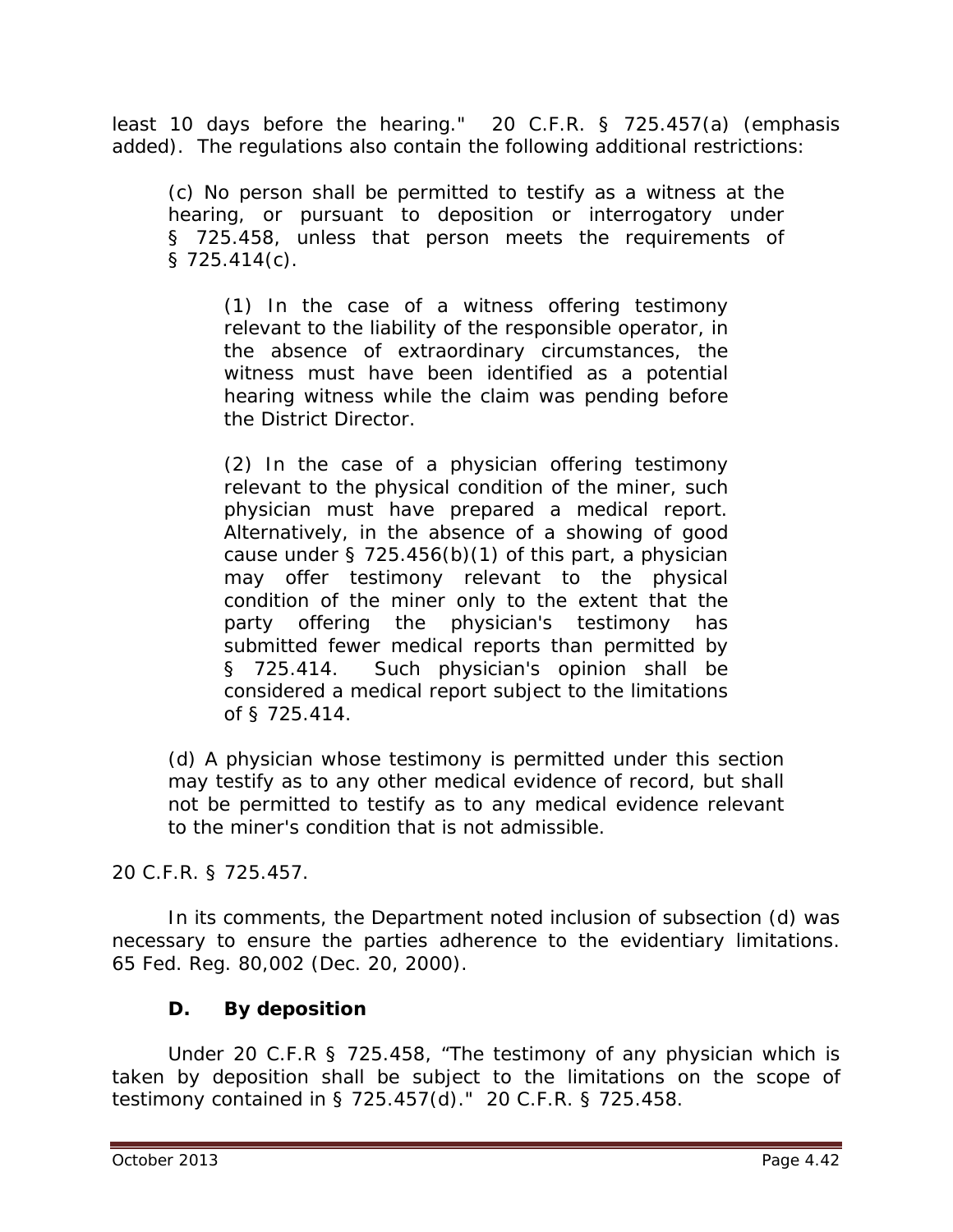least 10 days before the hearing." 20 C.F.R. § 725.457(a) (emphasis added). The regulations also contain the following additional restrictions:

> (c) No person shall be permitted to testify as a witness at the hearing, or pursuant to deposition or interrogatory under § 725.458, unless that person meets the requirements of § 725.414(c).
>
> > (1) In the case of a witness offering testimony relevant to the liability of the responsible operator, in the absence of extraordinary circumstances, the witness must have been identified as a potential hearing witness while the claim was pending before the District Director.
> >
> > (2) In the case of a physician offering testimony relevant to the physical condition of the miner, such physician must have prepared a medical report. Alternatively, in the absence of a showing of good cause under § 725.456(b)(1) of this part, a physician may offer testimony relevant to the physical condition of the miner only to the extent that the party offering the physician's testimony has submitted fewer medical reports than permitted by § 725.414. Such physician's opinion shall be considered a medical report subject to the limitations of § 725.414.
>
> (d) A physician whose testimony is permitted under this section may testify as to any other medical evidence of record, but shall not be permitted to testify as to any medical evidence relevant to the miner's condition that is not admissible.

20 C.F.R. § 725.457.

In its comments, the Department noted inclusion of subsection (d) was necessary to ensure the parties adherence to the evidentiary limitations. 65 Fed. Reg. 80,002 (Dec. 20, 2000).

### D. By deposition

Under 20 C.F.R § 725.458, "The testimony of any physician which is taken by deposition shall be subject to the limitations on the scope of testimony contained in § 725.457(d)." 20 C.F.R. § 725.458.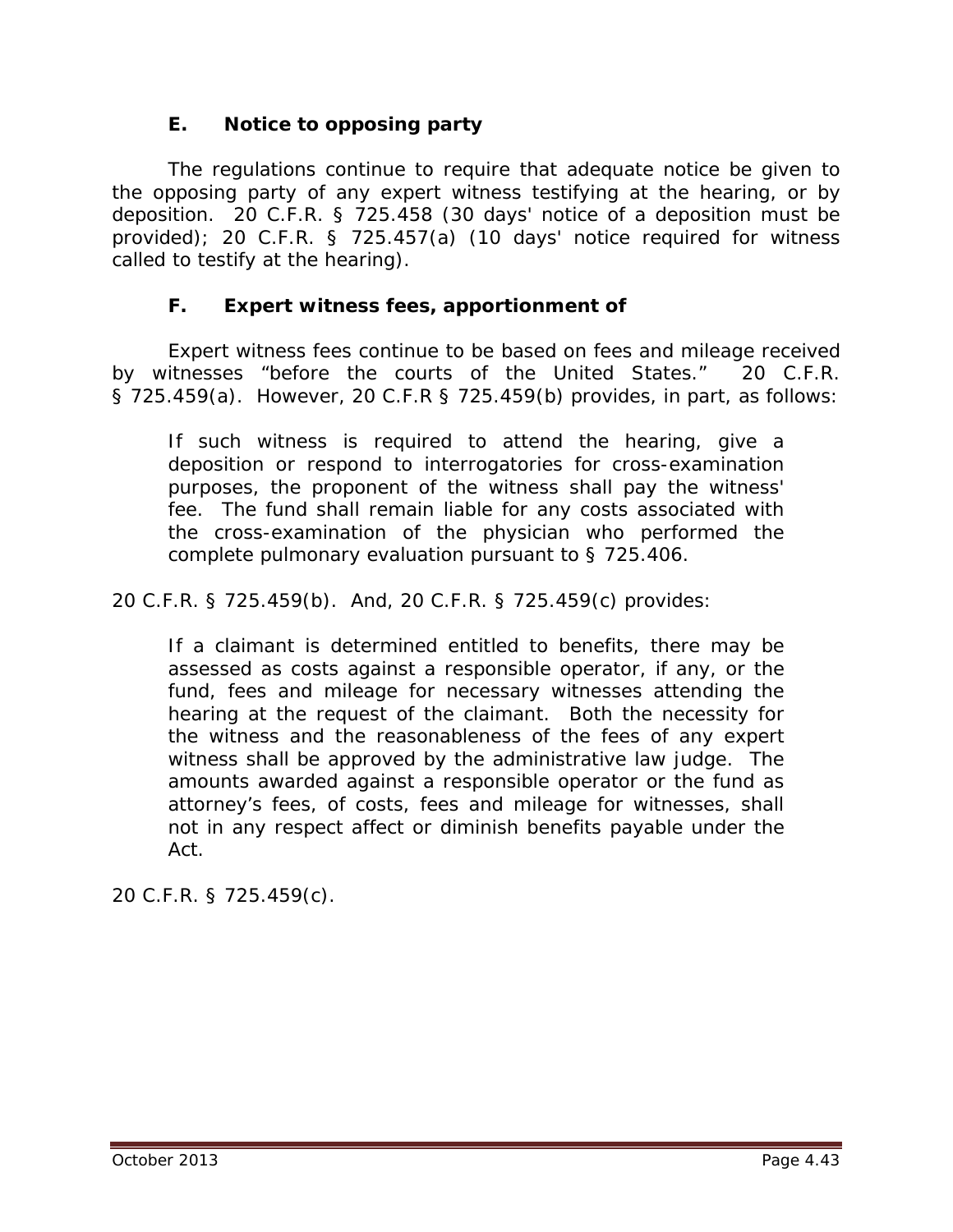### E. Notice to opposing party

The regulations continue to require that adequate notice be given to the opposing party of any expert witness testifying at the hearing, or by deposition. 20 C.F.R. § 725.458 (30 days' notice of a deposition must be provided); 20 C.F.R. § 725.457(a) (10 days' notice required for witness called to testify at the hearing).

### F. Expert witness fees, apportionment of

Expert witness fees continue to be based on fees and mileage received by witnesses "before the courts of the United States." 20 C.F.R. § 725.459(a). However, 20 C.F.R § 725.459(b) provides, in part, as follows:

> If such witness is required to attend the hearing, give a deposition or respond to interrogatories for cross-examination purposes, the proponent of the witness shall pay the witness' fee. The fund shall remain liable for any costs associated with the cross-examination of the physician who performed the complete pulmonary evaluation pursuant to § 725.406.

20 C.F.R. § 725.459(b). And, 20 C.F.R. § 725.459(c) provides:

> If a claimant is determined entitled to benefits, there may be assessed as costs against a responsible operator, if any, or the fund, fees and mileage for necessary witnesses attending the hearing at the request of the claimant. Both the necessity for the witness and the reasonableness of the fees of any expert witness shall be approved by the administrative law judge. The amounts awarded against a responsible operator or the fund as attorney's fees, of costs, fees and mileage for witnesses, shall not in any respect affect or diminish benefits payable under the Act.

20 C.F.R. § 725.459(c).